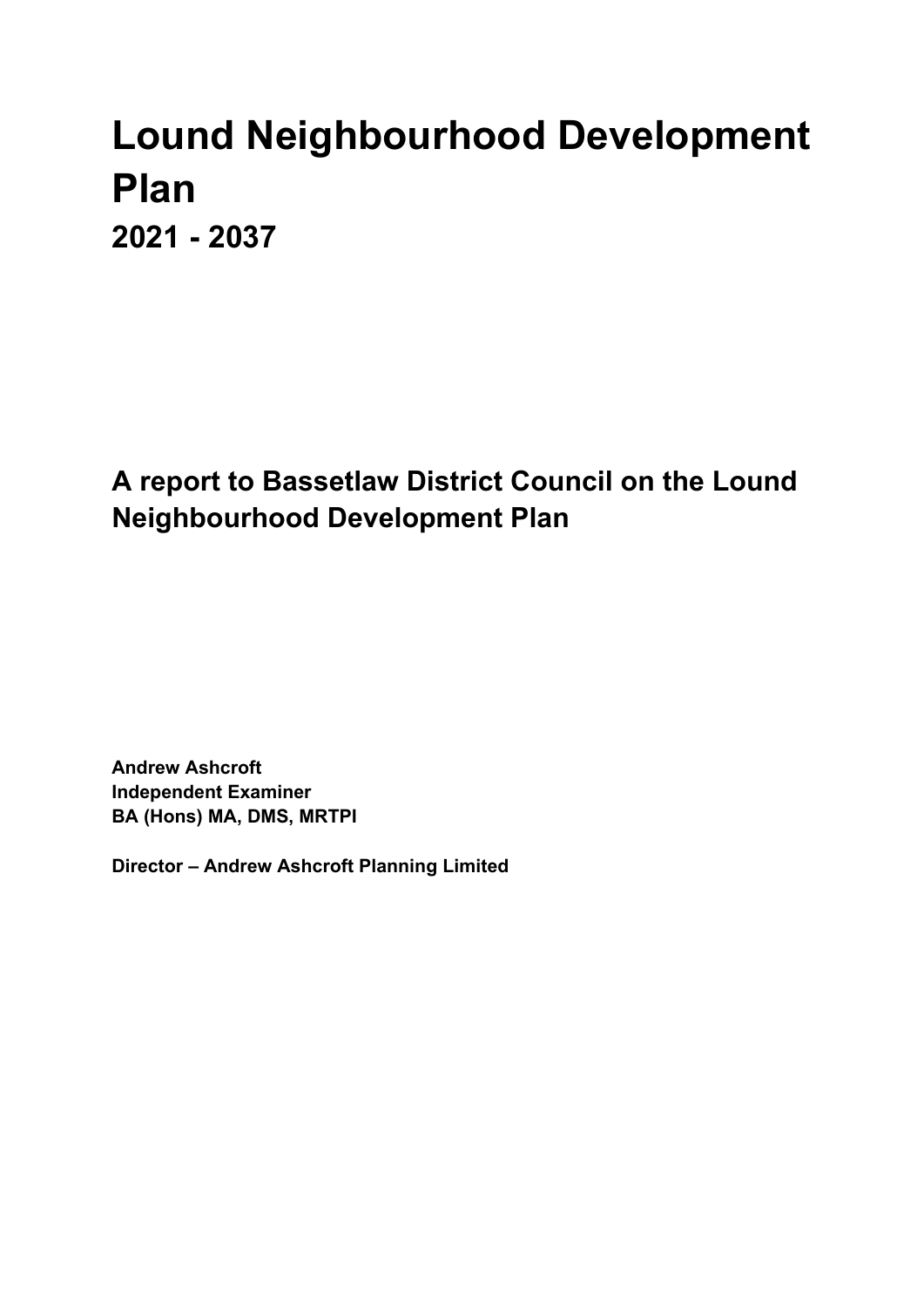# Lound Neighbourhood Development Plan

## 2021 - 2037

## A report to Bassetlaw District Council on the Lound Neighbourhood Development Plan

**Andrew Ashcroft**
**Independent Examiner**
**BA (Hons) MA, DMS, MRTPI**

**Director – Andrew Ashcroft Planning Limited**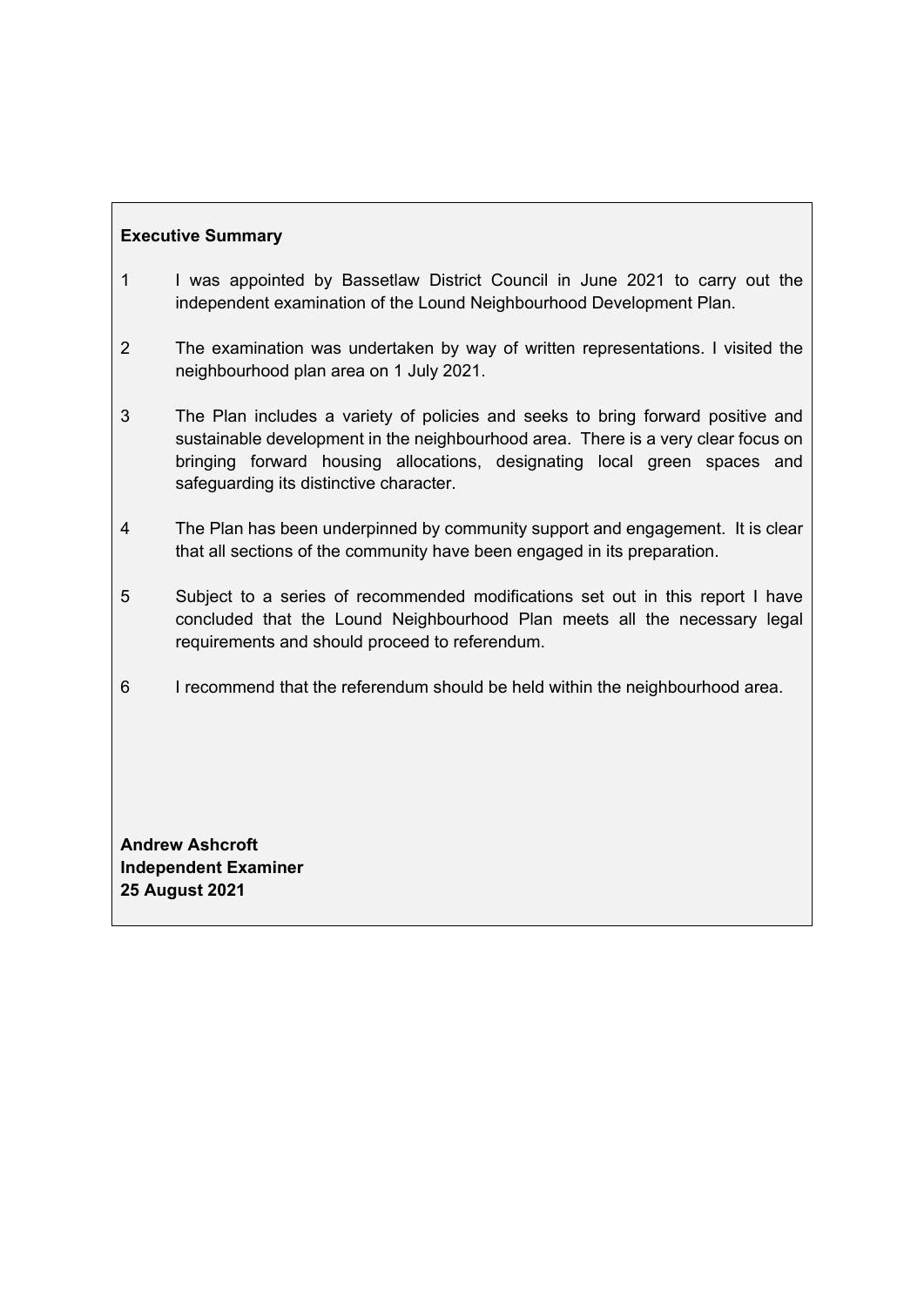**Executive Summary**

1 I was appointed by Bassetlaw District Council in June 2021 to carry out the independent examination of the Lound Neighbourhood Development Plan.

2 The examination was undertaken by way of written representations. I visited the neighbourhood plan area on 1 July 2021.

3 The Plan includes a variety of policies and seeks to bring forward positive and sustainable development in the neighbourhood area. There is a very clear focus on bringing forward housing allocations, designating local green spaces and safeguarding its distinctive character.

4 The Plan has been underpinned by community support and engagement. It is clear that all sections of the community have been engaged in its preparation.

5 Subject to a series of recommended modifications set out in this report I have concluded that the Lound Neighbourhood Plan meets all the necessary legal requirements and should proceed to referendum.

6 I recommend that the referendum should be held within the neighbourhood area.

**Andrew Ashcroft**
**Independent Examiner**
**25 August 2021**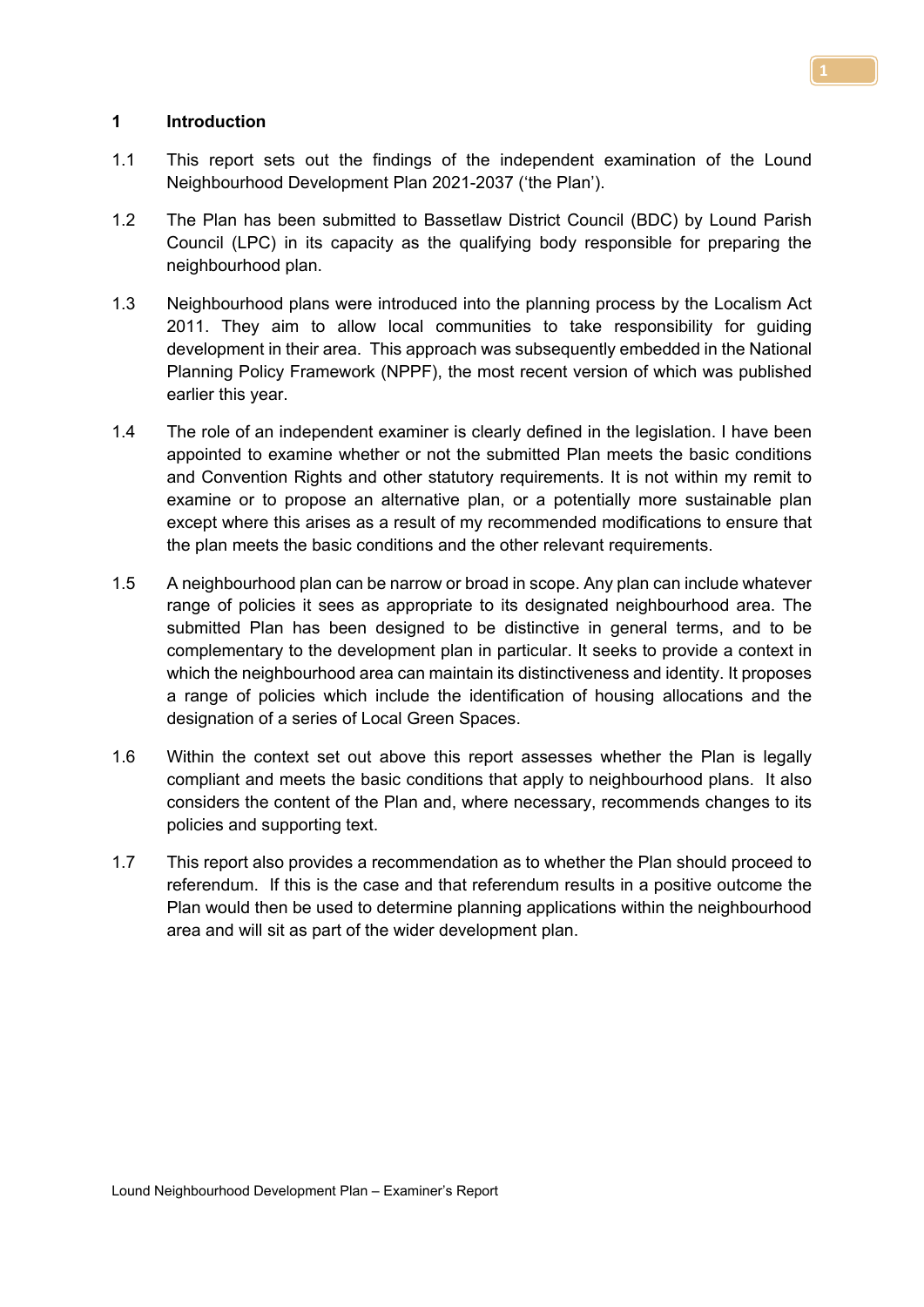# 1 Introduction

1.1 This report sets out the findings of the independent examination of the Lound Neighbourhood Development Plan 2021-2037 ('the Plan').

1.2 The Plan has been submitted to Bassetlaw District Council (BDC) by Lound Parish Council (LPC) in its capacity as the qualifying body responsible for preparing the neighbourhood plan.

1.3 Neighbourhood plans were introduced into the planning process by the Localism Act 2011. They aim to allow local communities to take responsibility for guiding development in their area. This approach was subsequently embedded in the National Planning Policy Framework (NPPF), the most recent version of which was published earlier this year.

1.4 The role of an independent examiner is clearly defined in the legislation. I have been appointed to examine whether or not the submitted Plan meets the basic conditions and Convention Rights and other statutory requirements. It is not within my remit to examine or to propose an alternative plan, or a potentially more sustainable plan except where this arises as a result of my recommended modifications to ensure that the plan meets the basic conditions and the other relevant requirements.

1.5 A neighbourhood plan can be narrow or broad in scope. Any plan can include whatever range of policies it sees as appropriate to its designated neighbourhood area. The submitted Plan has been designed to be distinctive in general terms, and to be complementary to the development plan in particular. It seeks to provide a context in which the neighbourhood area can maintain its distinctiveness and identity. It proposes a range of policies which include the identification of housing allocations and the designation of a series of Local Green Spaces.

1.6 Within the context set out above this report assesses whether the Plan is legally compliant and meets the basic conditions that apply to neighbourhood plans. It also considers the content of the Plan and, where necessary, recommends changes to its policies and supporting text.

1.7 This report also provides a recommendation as to whether the Plan should proceed to referendum. If this is the case and that referendum results in a positive outcome the Plan would then be used to determine planning applications within the neighbourhood area and will sit as part of the wider development plan.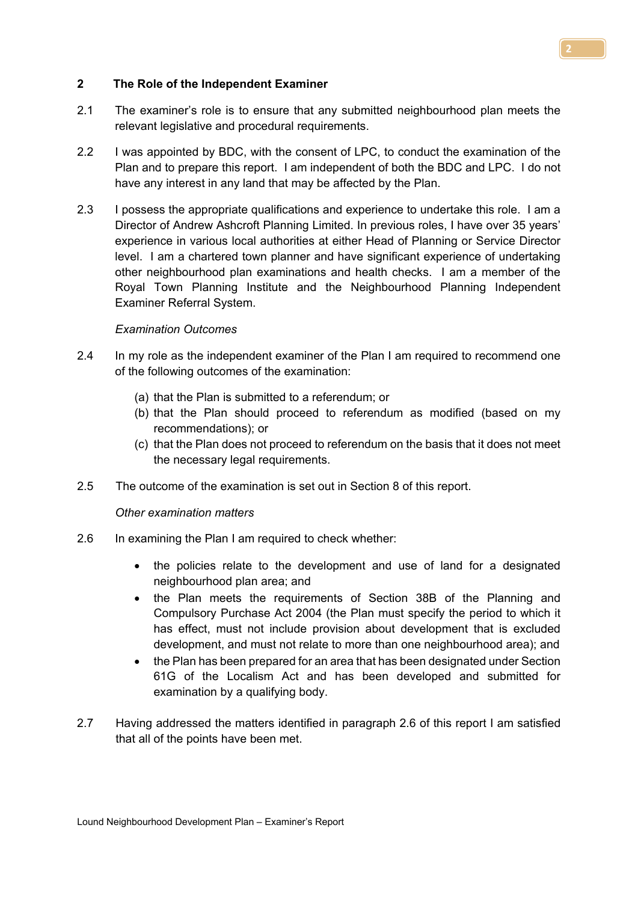## 2 The Role of the Independent Examiner

2.1 The examiner's role is to ensure that any submitted neighbourhood plan meets the relevant legislative and procedural requirements.

2.2 I was appointed by BDC, with the consent of LPC, to conduct the examination of the Plan and to prepare this report. I am independent of both the BDC and LPC. I do not have any interest in any land that may be affected by the Plan.

2.3 I possess the appropriate qualifications and experience to undertake this role. I am a Director of Andrew Ashcroft Planning Limited. In previous roles, I have over 35 years' experience in various local authorities at either Head of Planning or Service Director level. I am a chartered town planner and have significant experience of undertaking other neighbourhood plan examinations and health checks. I am a member of the Royal Town Planning Institute and the Neighbourhood Planning Independent Examiner Referral System.

*Examination Outcomes*

2.4 In my role as the independent examiner of the Plan I am required to recommend one of the following outcomes of the examination:

(a) that the Plan is submitted to a referendum; or
(b) that the Plan should proceed to referendum as modified (based on my recommendations); or
(c) that the Plan does not proceed to referendum on the basis that it does not meet the necessary legal requirements.

2.5 The outcome of the examination is set out in Section 8 of this report.

*Other examination matters*

2.6 In examining the Plan I am required to check whether:

- the policies relate to the development and use of land for a designated neighbourhood plan area; and
- the Plan meets the requirements of Section 38B of the Planning and Compulsory Purchase Act 2004 (the Plan must specify the period to which it has effect, must not include provision about development that is excluded development, and must not relate to more than one neighbourhood area); and
- the Plan has been prepared for an area that has been designated under Section 61G of the Localism Act and has been developed and submitted for examination by a qualifying body.

2.7 Having addressed the matters identified in paragraph 2.6 of this report I am satisfied that all of the points have been met.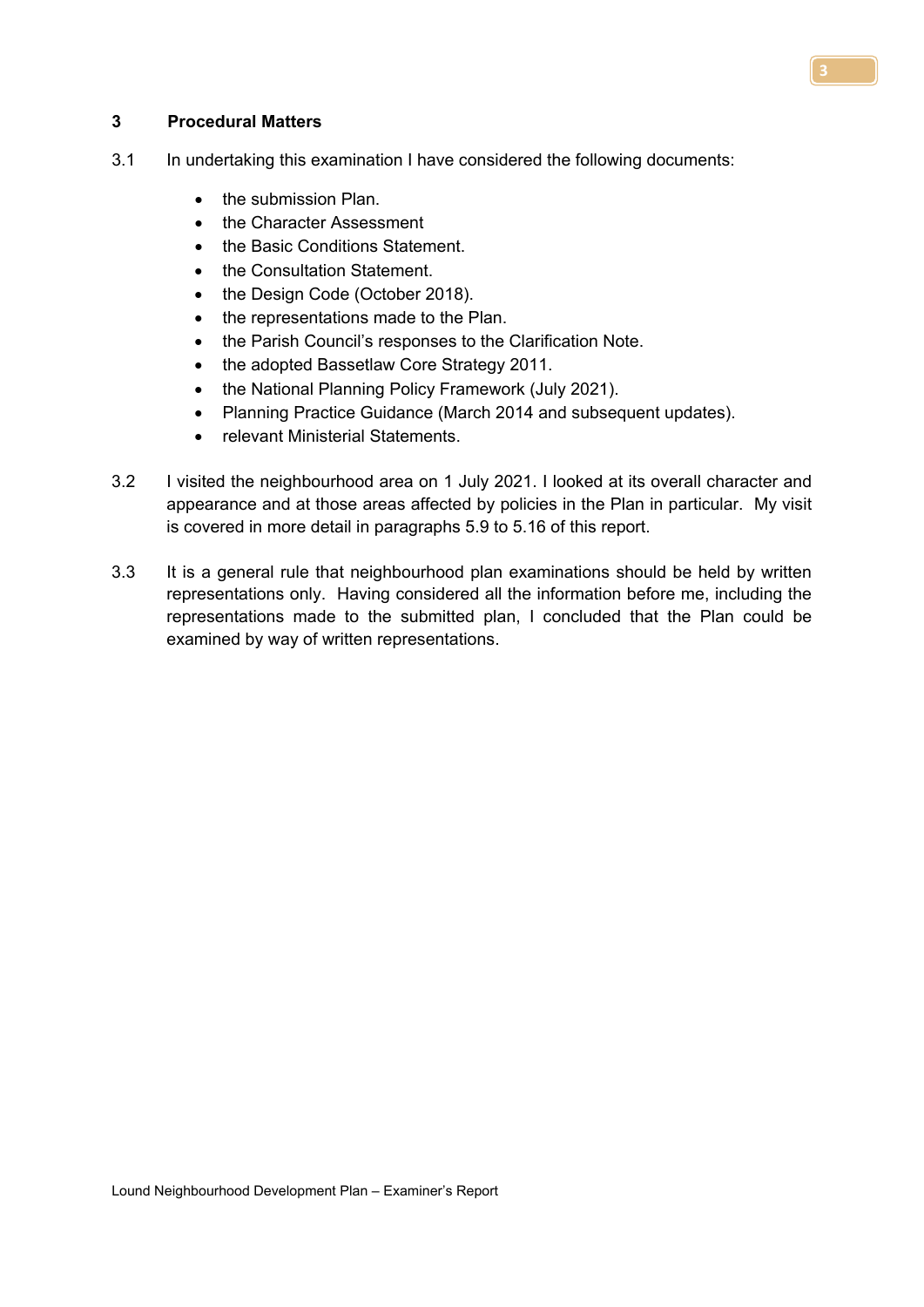## 3 Procedural Matters

3.1 In undertaking this examination I have considered the following documents:

- the submission Plan.
- the Character Assessment
- the Basic Conditions Statement.
- the Consultation Statement.
- the Design Code (October 2018).
- the representations made to the Plan.
- the Parish Council's responses to the Clarification Note.
- the adopted Bassetlaw Core Strategy 2011.
- the National Planning Policy Framework (July 2021).
- Planning Practice Guidance (March 2014 and subsequent updates).
- relevant Ministerial Statements.

3.2 I visited the neighbourhood area on 1 July 2021. I looked at its overall character and appearance and at those areas affected by policies in the Plan in particular. My visit is covered in more detail in paragraphs 5.9 to 5.16 of this report.

3.3 It is a general rule that neighbourhood plan examinations should be held by written representations only. Having considered all the information before me, including the representations made to the submitted plan, I concluded that the Plan could be examined by way of written representations.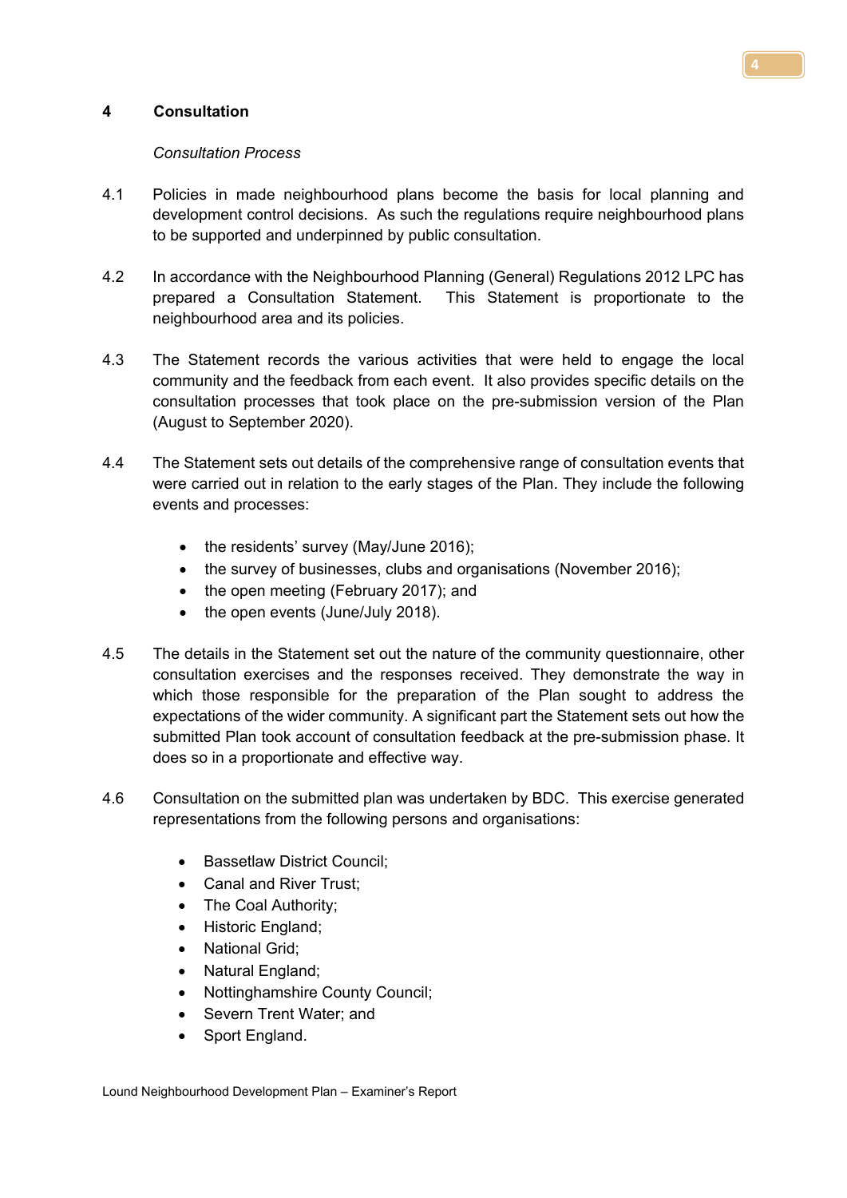# 4 Consultation

*Consultation Process*

4.1 Policies in made neighbourhood plans become the basis for local planning and development control decisions. As such the regulations require neighbourhood plans to be supported and underpinned by public consultation.

4.2 In accordance with the Neighbourhood Planning (General) Regulations 2012 LPC has prepared a Consultation Statement. This Statement is proportionate to the neighbourhood area and its policies.

4.3 The Statement records the various activities that were held to engage the local community and the feedback from each event. It also provides specific details on the consultation processes that took place on the pre-submission version of the Plan (August to September 2020).

4.4 The Statement sets out details of the comprehensive range of consultation events that were carried out in relation to the early stages of the Plan. They include the following events and processes:

- the residents' survey (May/June 2016);
- the survey of businesses, clubs and organisations (November 2016);
- the open meeting (February 2017); and
- the open events (June/July 2018).

4.5 The details in the Statement set out the nature of the community questionnaire, other consultation exercises and the responses received. They demonstrate the way in which those responsible for the preparation of the Plan sought to address the expectations of the wider community. A significant part the Statement sets out how the submitted Plan took account of consultation feedback at the pre-submission phase. It does so in a proportionate and effective way.

4.6 Consultation on the submitted plan was undertaken by BDC. This exercise generated representations from the following persons and organisations:

- Bassetlaw District Council;
- Canal and River Trust;
- The Coal Authority;
- Historic England;
- National Grid;
- Natural England;
- Nottinghamshire County Council;
- Severn Trent Water; and
- Sport England.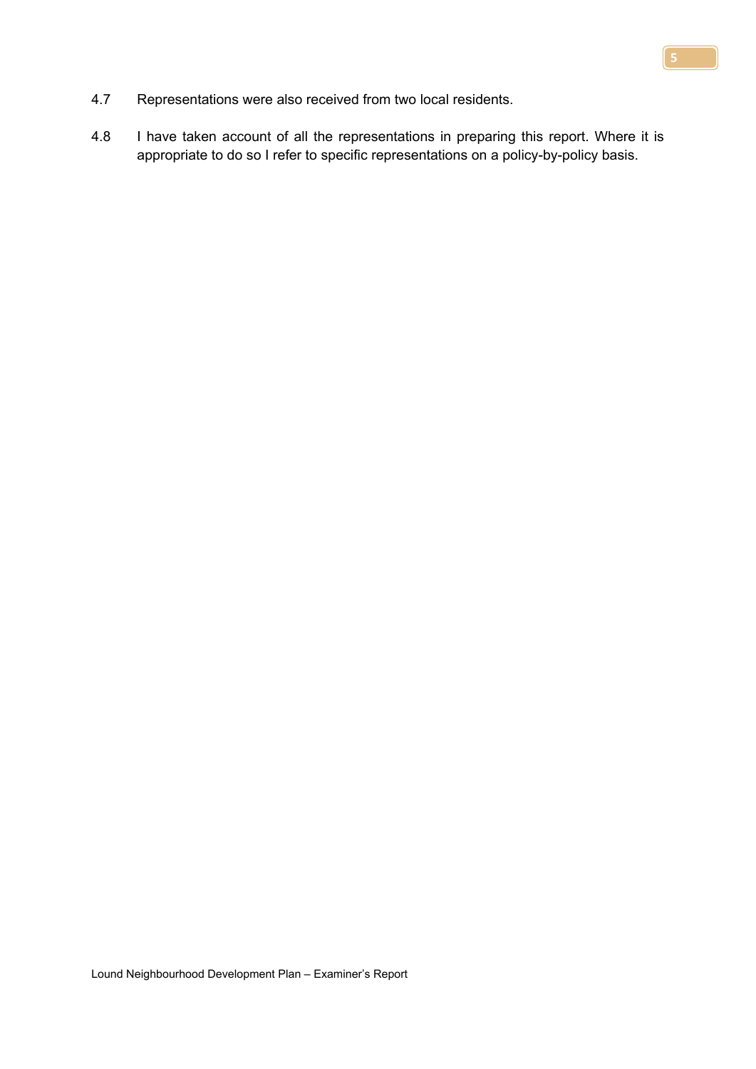4.7 Representations were also received from two local residents.

4.8 I have taken account of all the representations in preparing this report. Where it is appropriate to do so I refer to specific representations on a policy-by-policy basis.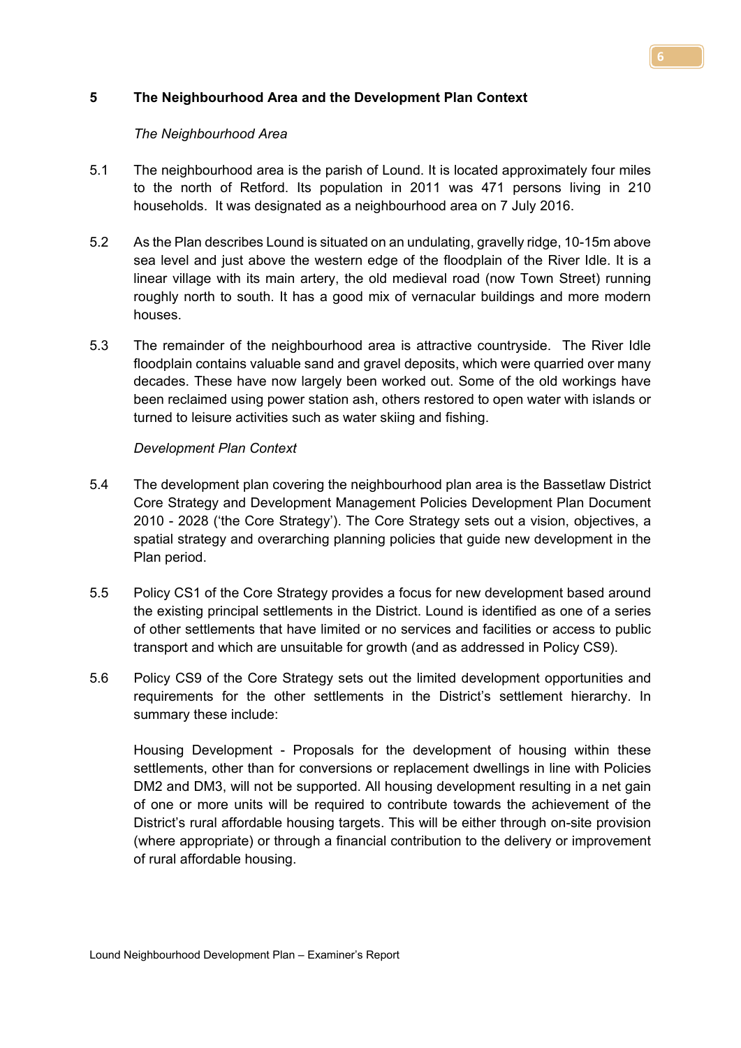## 5 The Neighbourhood Area and the Development Plan Context

*The Neighbourhood Area*

5.1 The neighbourhood area is the parish of Lound. It is located approximately four miles to the north of Retford. Its population in 2011 was 471 persons living in 210 households. It was designated as a neighbourhood area on 7 July 2016.

5.2 As the Plan describes Lound is situated on an undulating, gravelly ridge, 10-15m above sea level and just above the western edge of the floodplain of the River Idle. It is a linear village with its main artery, the old medieval road (now Town Street) running roughly north to south. It has a good mix of vernacular buildings and more modern houses.

5.3 The remainder of the neighbourhood area is attractive countryside. The River Idle floodplain contains valuable sand and gravel deposits, which were quarried over many decades. These have now largely been worked out. Some of the old workings have been reclaimed using power station ash, others restored to open water with islands or turned to leisure activities such as water skiing and fishing.

*Development Plan Context*

5.4 The development plan covering the neighbourhood plan area is the Bassetlaw District Core Strategy and Development Management Policies Development Plan Document 2010 - 2028 ('the Core Strategy'). The Core Strategy sets out a vision, objectives, a spatial strategy and overarching planning policies that guide new development in the Plan period.

5.5 Policy CS1 of the Core Strategy provides a focus for new development based around the existing principal settlements in the District. Lound is identified as one of a series of other settlements that have limited or no services and facilities or access to public transport and which are unsuitable for growth (and as addressed in Policy CS9).

5.6 Policy CS9 of the Core Strategy sets out the limited development opportunities and requirements for the other settlements in the District's settlement hierarchy. In summary these include:

Housing Development - Proposals for the development of housing within these settlements, other than for conversions or replacement dwellings in line with Policies DM2 and DM3, will not be supported. All housing development resulting in a net gain of one or more units will be required to contribute towards the achievement of the District's rural affordable housing targets. This will be either through on-site provision (where appropriate) or through a financial contribution to the delivery or improvement of rural affordable housing.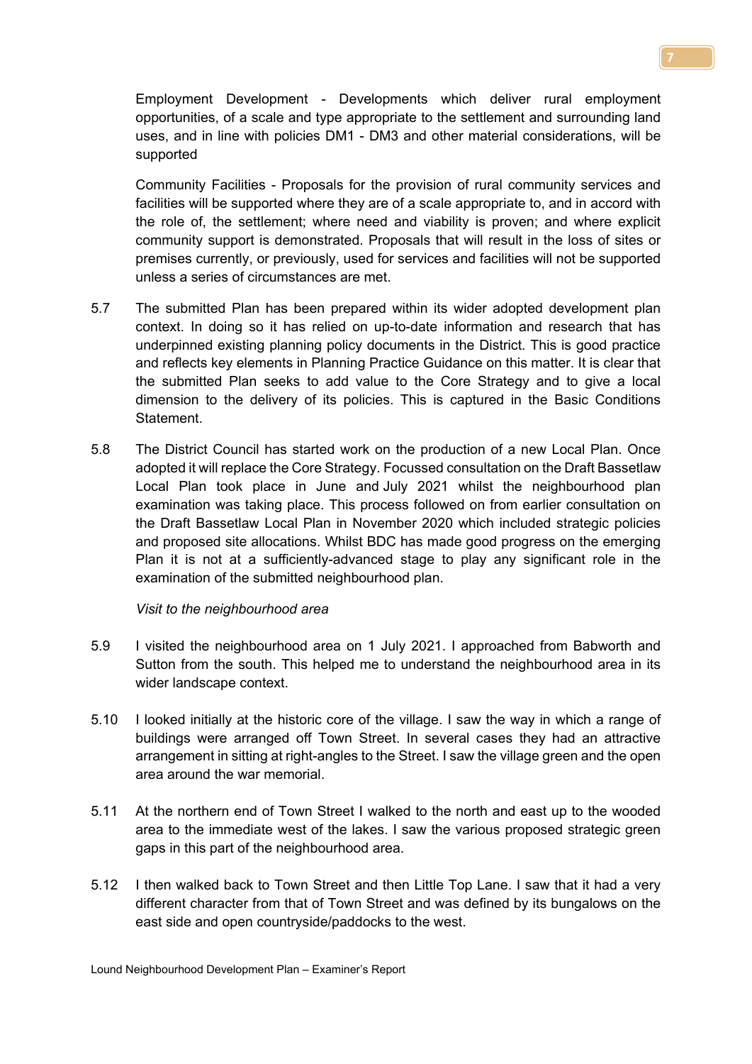Employment Development - Developments which deliver rural employment opportunities, of a scale and type appropriate to the settlement and surrounding land uses, and in line with policies DM1 - DM3 and other material considerations, will be supported

Community Facilities - Proposals for the provision of rural community services and facilities will be supported where they are of a scale appropriate to, and in accord with the role of, the settlement; where need and viability is proven; and where explicit community support is demonstrated. Proposals that will result in the loss of sites or premises currently, or previously, used for services and facilities will not be supported unless a series of circumstances are met.

5.7 The submitted Plan has been prepared within its wider adopted development plan context. In doing so it has relied on up-to-date information and research that has underpinned existing planning policy documents in the District. This is good practice and reflects key elements in Planning Practice Guidance on this matter. It is clear that the submitted Plan seeks to add value to the Core Strategy and to give a local dimension to the delivery of its policies. This is captured in the Basic Conditions Statement.

5.8 The District Council has started work on the production of a new Local Plan. Once adopted it will replace the Core Strategy. Focussed consultation on the Draft Bassetlaw Local Plan took place in June and July 2021 whilst the neighbourhood plan examination was taking place. This process followed on from earlier consultation on the Draft Bassetlaw Local Plan in November 2020 which included strategic policies and proposed site allocations. Whilst BDC has made good progress on the emerging Plan it is not at a sufficiently-advanced stage to play any significant role in the examination of the submitted neighbourhood plan.

*Visit to the neighbourhood area*

5.9 I visited the neighbourhood area on 1 July 2021. I approached from Babworth and Sutton from the south. This helped me to understand the neighbourhood area in its wider landscape context.

5.10 I looked initially at the historic core of the village. I saw the way in which a range of buildings were arranged off Town Street. In several cases they had an attractive arrangement in sitting at right-angles to the Street. I saw the village green and the open area around the war memorial.

5.11 At the northern end of Town Street I walked to the north and east up to the wooded area to the immediate west of the lakes. I saw the various proposed strategic green gaps in this part of the neighbourhood area.

5.12 I then walked back to Town Street and then Little Top Lane. I saw that it had a very different character from that of Town Street and was defined by its bungalows on the east side and open countryside/paddocks to the west.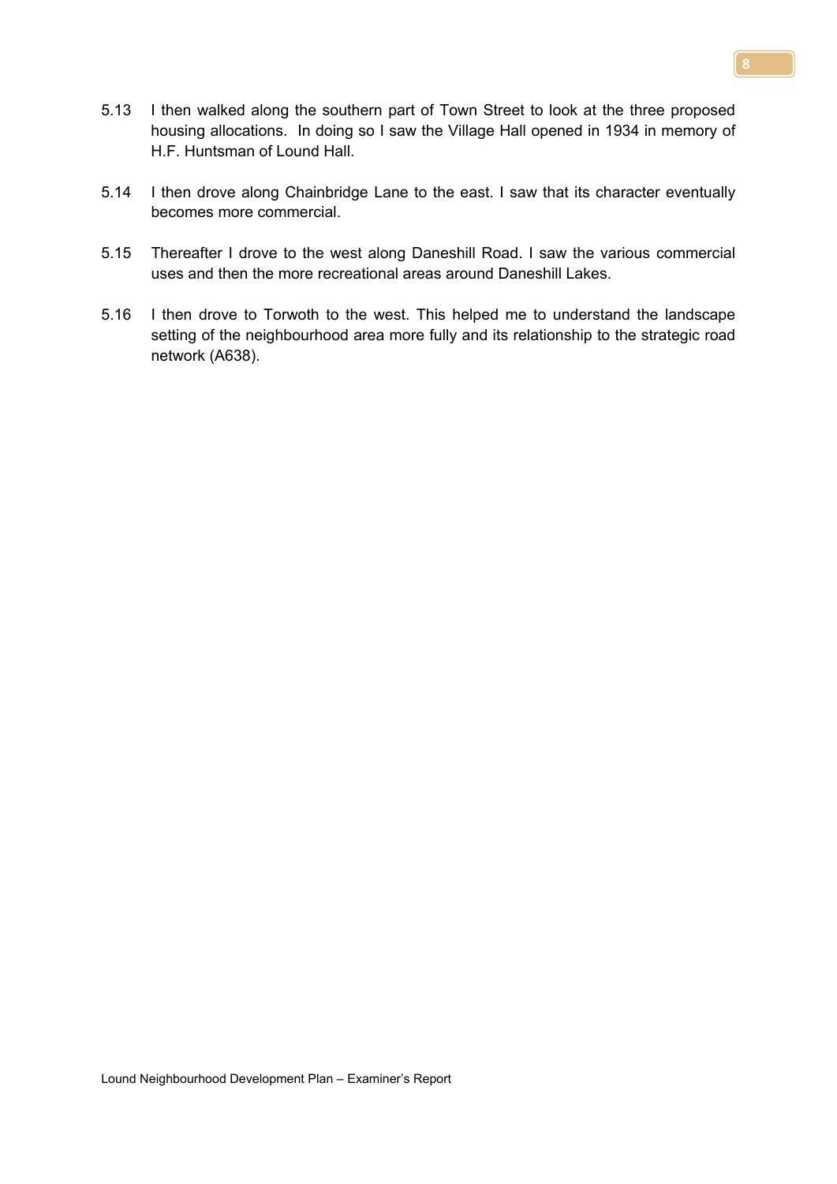5.13 I then walked along the southern part of Town Street to look at the three proposed housing allocations. In doing so I saw the Village Hall opened in 1934 in memory of H.F. Huntsman of Lound Hall.

5.14 I then drove along Chainbridge Lane to the east. I saw that its character eventually becomes more commercial.

5.15 Thereafter I drove to the west along Daneshill Road. I saw the various commercial uses and then the more recreational areas around Daneshill Lakes.

5.16 I then drove to Torwoth to the west. This helped me to understand the landscape setting of the neighbourhood area more fully and its relationship to the strategic road network (A638).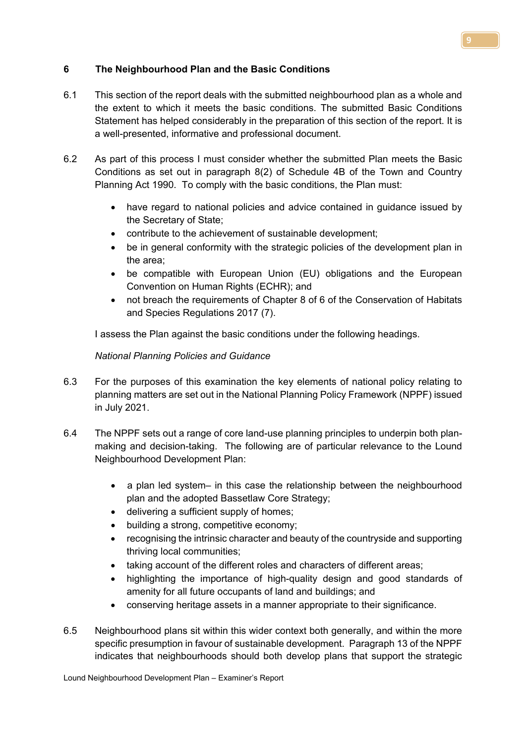## 6 The Neighbourhood Plan and the Basic Conditions

6.1 This section of the report deals with the submitted neighbourhood plan as a whole and the extent to which it meets the basic conditions. The submitted Basic Conditions Statement has helped considerably in the preparation of this section of the report. It is a well-presented, informative and professional document.

6.2 As part of this process I must consider whether the submitted Plan meets the Basic Conditions as set out in paragraph 8(2) of Schedule 4B of the Town and Country Planning Act 1990. To comply with the basic conditions, the Plan must:

- have regard to national policies and advice contained in guidance issued by the Secretary of State;
- contribute to the achievement of sustainable development;
- be in general conformity with the strategic policies of the development plan in the area;
- be compatible with European Union (EU) obligations and the European Convention on Human Rights (ECHR); and
- not breach the requirements of Chapter 8 of 6 of the Conservation of Habitats and Species Regulations 2017 (7).

I assess the Plan against the basic conditions under the following headings.

*National Planning Policies and Guidance*

6.3 For the purposes of this examination the key elements of national policy relating to planning matters are set out in the National Planning Policy Framework (NPPF) issued in July 2021.

6.4 The NPPF sets out a range of core land-use planning principles to underpin both plan-making and decision-taking. The following are of particular relevance to the Lound Neighbourhood Development Plan:

- a plan led system– in this case the relationship between the neighbourhood plan and the adopted Bassetlaw Core Strategy;
- delivering a sufficient supply of homes;
- building a strong, competitive economy;
- recognising the intrinsic character and beauty of the countryside and supporting thriving local communities;
- taking account of the different roles and characters of different areas;
- highlighting the importance of high-quality design and good standards of amenity for all future occupants of land and buildings; and
- conserving heritage assets in a manner appropriate to their significance.

6.5 Neighbourhood plans sit within this wider context both generally, and within the more specific presumption in favour of sustainable development. Paragraph 13 of the NPPF indicates that neighbourhoods should both develop plans that support the strategic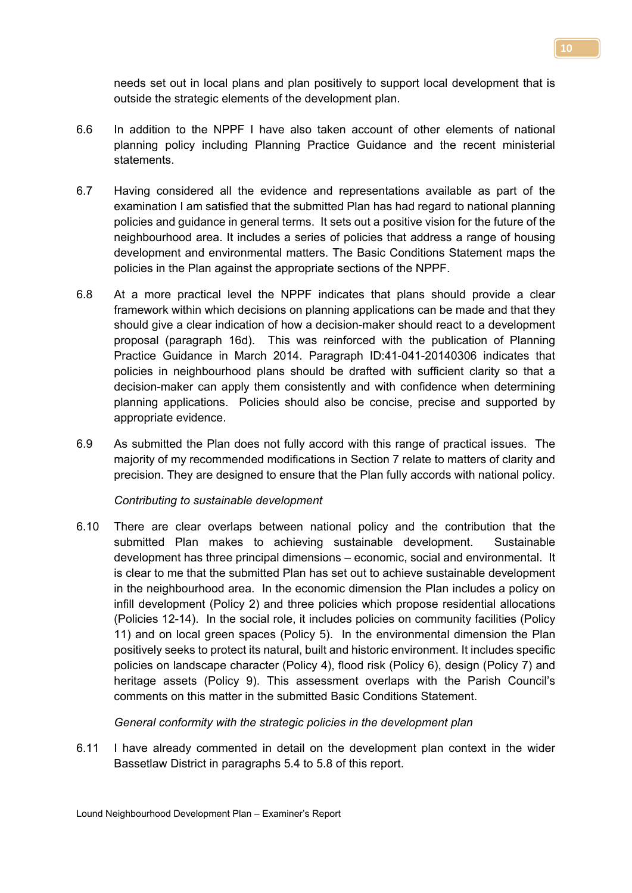needs set out in local plans and plan positively to support local development that is outside the strategic elements of the development plan.

6.6 In addition to the NPPF I have also taken account of other elements of national planning policy including Planning Practice Guidance and the recent ministerial statements.

6.7 Having considered all the evidence and representations available as part of the examination I am satisfied that the submitted Plan has had regard to national planning policies and guidance in general terms. It sets out a positive vision for the future of the neighbourhood area. It includes a series of policies that address a range of housing development and environmental matters. The Basic Conditions Statement maps the policies in the Plan against the appropriate sections of the NPPF.

6.8 At a more practical level the NPPF indicates that plans should provide a clear framework within which decisions on planning applications can be made and that they should give a clear indication of how a decision-maker should react to a development proposal (paragraph 16d). This was reinforced with the publication of Planning Practice Guidance in March 2014. Paragraph ID:41-041-20140306 indicates that policies in neighbourhood plans should be drafted with sufficient clarity so that a decision-maker can apply them consistently and with confidence when determining planning applications. Policies should also be concise, precise and supported by appropriate evidence.

6.9 As submitted the Plan does not fully accord with this range of practical issues. The majority of my recommended modifications in Section 7 relate to matters of clarity and precision. They are designed to ensure that the Plan fully accords with national policy.

*Contributing to sustainable development*

6.10 There are clear overlaps between national policy and the contribution that the submitted Plan makes to achieving sustainable development. Sustainable development has three principal dimensions – economic, social and environmental. It is clear to me that the submitted Plan has set out to achieve sustainable development in the neighbourhood area. In the economic dimension the Plan includes a policy on infill development (Policy 2) and three policies which propose residential allocations (Policies 12-14). In the social role, it includes policies on community facilities (Policy 11) and on local green spaces (Policy 5). In the environmental dimension the Plan positively seeks to protect its natural, built and historic environment. It includes specific policies on landscape character (Policy 4), flood risk (Policy 6), design (Policy 7) and heritage assets (Policy 9). This assessment overlaps with the Parish Council's comments on this matter in the submitted Basic Conditions Statement.

*General conformity with the strategic policies in the development plan*

6.11 I have already commented in detail on the development plan context in the wider Bassetlaw District in paragraphs 5.4 to 5.8 of this report.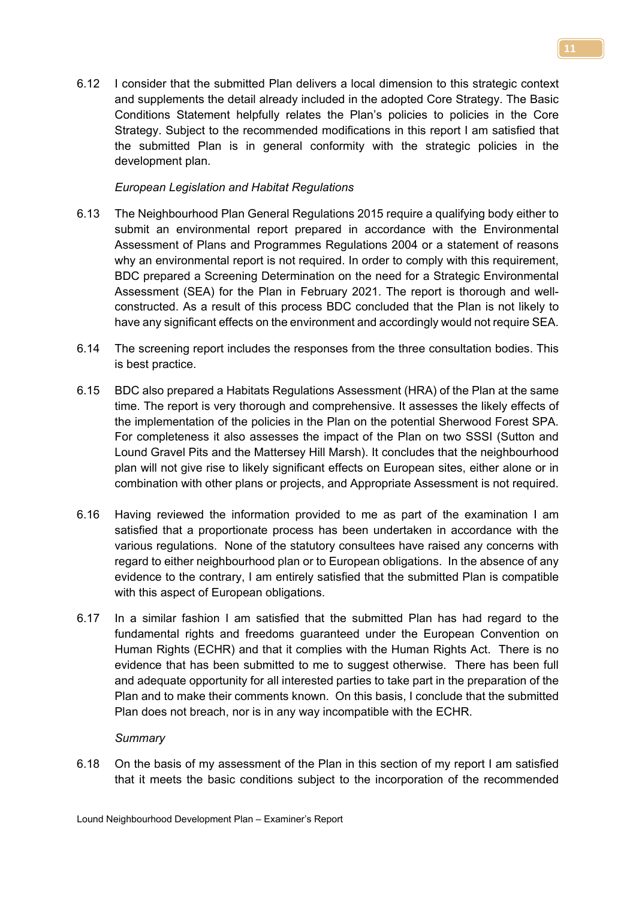6.12 I consider that the submitted Plan delivers a local dimension to this strategic context and supplements the detail already included in the adopted Core Strategy. The Basic Conditions Statement helpfully relates the Plan's policies to policies in the Core Strategy. Subject to the recommended modifications in this report I am satisfied that the submitted Plan is in general conformity with the strategic policies in the development plan.

*European Legislation and Habitat Regulations*

6.13 The Neighbourhood Plan General Regulations 2015 require a qualifying body either to submit an environmental report prepared in accordance with the Environmental Assessment of Plans and Programmes Regulations 2004 or a statement of reasons why an environmental report is not required. In order to comply with this requirement, BDC prepared a Screening Determination on the need for a Strategic Environmental Assessment (SEA) for the Plan in February 2021. The report is thorough and well-constructed. As a result of this process BDC concluded that the Plan is not likely to have any significant effects on the environment and accordingly would not require SEA.

6.14 The screening report includes the responses from the three consultation bodies. This is best practice.

6.15 BDC also prepared a Habitats Regulations Assessment (HRA) of the Plan at the same time. The report is very thorough and comprehensive. It assesses the likely effects of the implementation of the policies in the Plan on the potential Sherwood Forest SPA. For completeness it also assesses the impact of the Plan on two SSSI (Sutton and Lound Gravel Pits and the Mattersey Hill Marsh). It concludes that the neighbourhood plan will not give rise to likely significant effects on European sites, either alone or in combination with other plans or projects, and Appropriate Assessment is not required.

6.16 Having reviewed the information provided to me as part of the examination I am satisfied that a proportionate process has been undertaken in accordance with the various regulations. None of the statutory consultees have raised any concerns with regard to either neighbourhood plan or to European obligations. In the absence of any evidence to the contrary, I am entirely satisfied that the submitted Plan is compatible with this aspect of European obligations.

6.17 In a similar fashion I am satisfied that the submitted Plan has had regard to the fundamental rights and freedoms guaranteed under the European Convention on Human Rights (ECHR) and that it complies with the Human Rights Act. There is no evidence that has been submitted to me to suggest otherwise. There has been full and adequate opportunity for all interested parties to take part in the preparation of the Plan and to make their comments known. On this basis, I conclude that the submitted Plan does not breach, nor is in any way incompatible with the ECHR.

*Summary*

6.18 On the basis of my assessment of the Plan in this section of my report I am satisfied that it meets the basic conditions subject to the incorporation of the recommended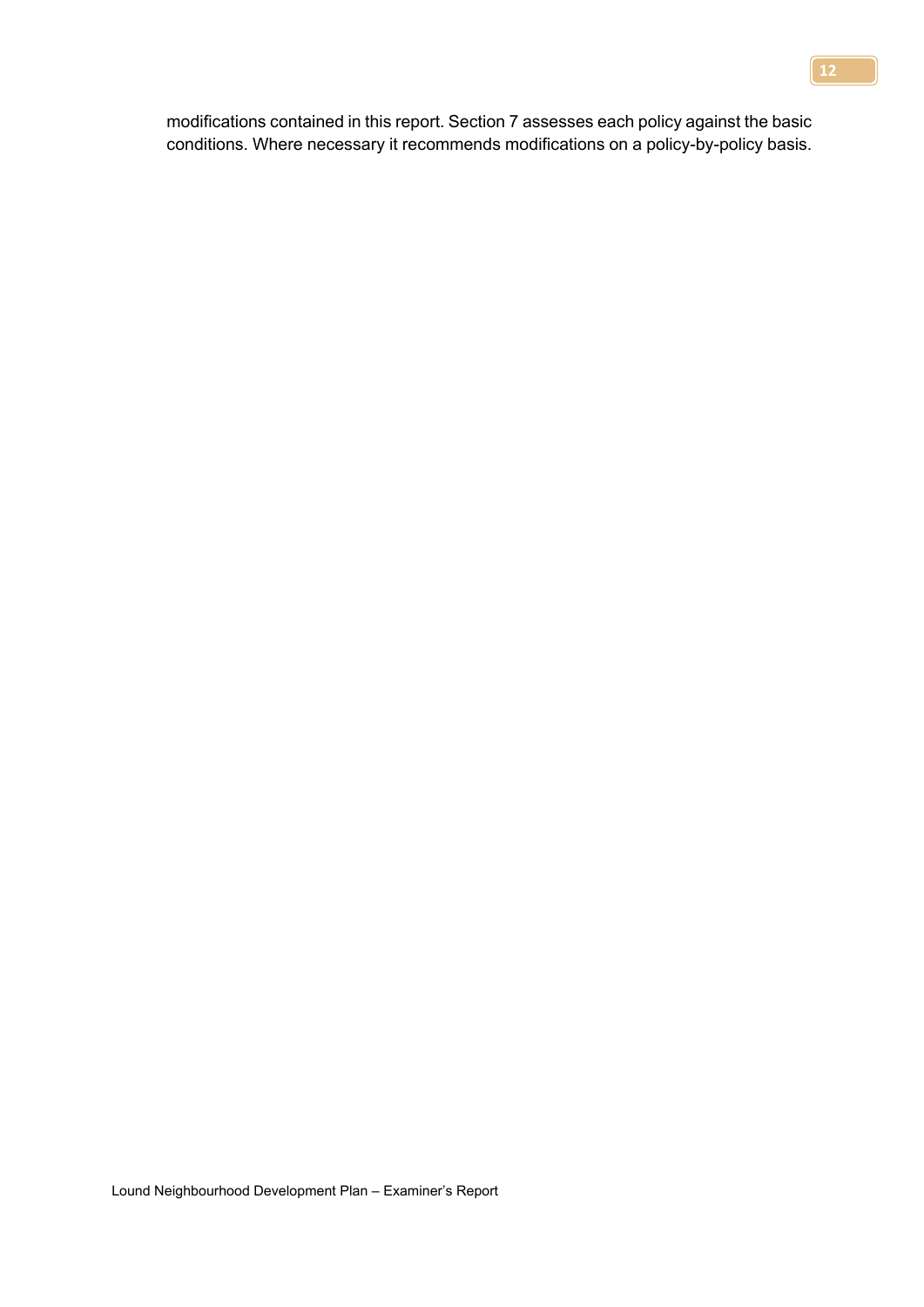modifications contained in this report. Section 7 assesses each policy against the basic conditions. Where necessary it recommends modifications on a policy-by-policy basis.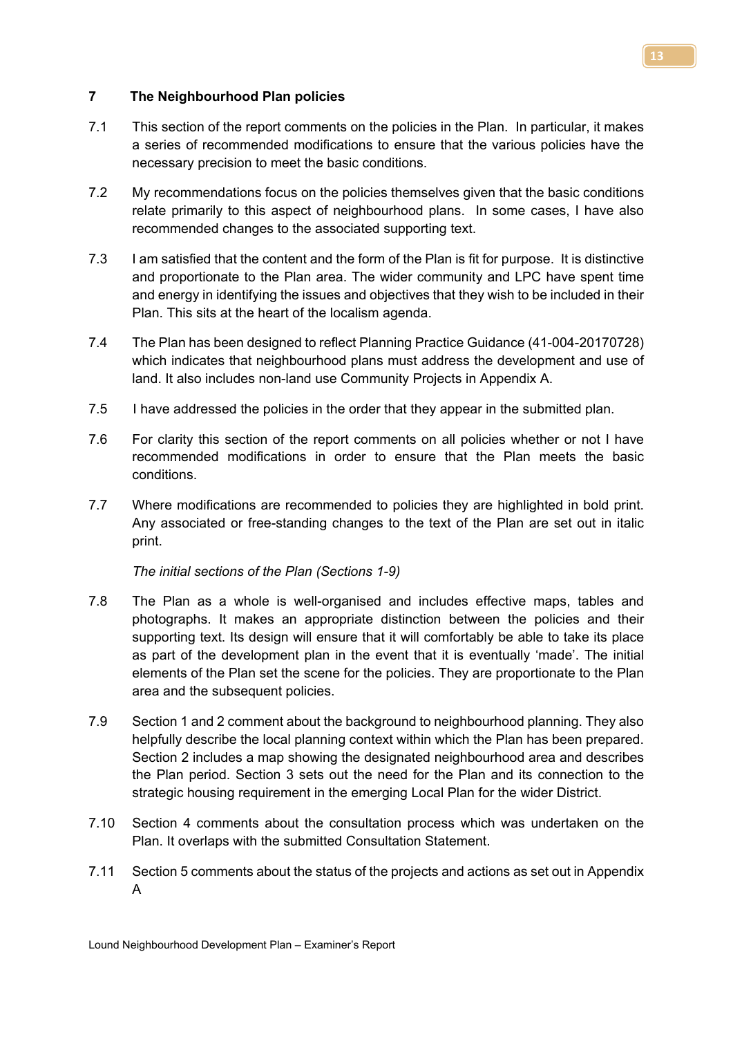## 7 The Neighbourhood Plan policies

7.1 This section of the report comments on the policies in the Plan. In particular, it makes a series of recommended modifications to ensure that the various policies have the necessary precision to meet the basic conditions.

7.2 My recommendations focus on the policies themselves given that the basic conditions relate primarily to this aspect of neighbourhood plans. In some cases, I have also recommended changes to the associated supporting text.

7.3 I am satisfied that the content and the form of the Plan is fit for purpose. It is distinctive and proportionate to the Plan area. The wider community and LPC have spent time and energy in identifying the issues and objectives that they wish to be included in their Plan. This sits at the heart of the localism agenda.

7.4 The Plan has been designed to reflect Planning Practice Guidance (41-004-20170728) which indicates that neighbourhood plans must address the development and use of land. It also includes non-land use Community Projects in Appendix A.

7.5 I have addressed the policies in the order that they appear in the submitted plan.

7.6 For clarity this section of the report comments on all policies whether or not I have recommended modifications in order to ensure that the Plan meets the basic conditions.

7.7 Where modifications are recommended to policies they are highlighted in bold print. Any associated or free-standing changes to the text of the Plan are set out in italic print.

*The initial sections of the Plan (Sections 1-9)*

7.8 The Plan as a whole is well-organised and includes effective maps, tables and photographs. It makes an appropriate distinction between the policies and their supporting text. Its design will ensure that it will comfortably be able to take its place as part of the development plan in the event that it is eventually 'made'. The initial elements of the Plan set the scene for the policies. They are proportionate to the Plan area and the subsequent policies.

7.9 Section 1 and 2 comment about the background to neighbourhood planning. They also helpfully describe the local planning context within which the Plan has been prepared. Section 2 includes a map showing the designated neighbourhood area and describes the Plan period. Section 3 sets out the need for the Plan and its connection to the strategic housing requirement in the emerging Local Plan for the wider District.

7.10 Section 4 comments about the consultation process which was undertaken on the Plan. It overlaps with the submitted Consultation Statement.

7.11 Section 5 comments about the status of the projects and actions as set out in Appendix A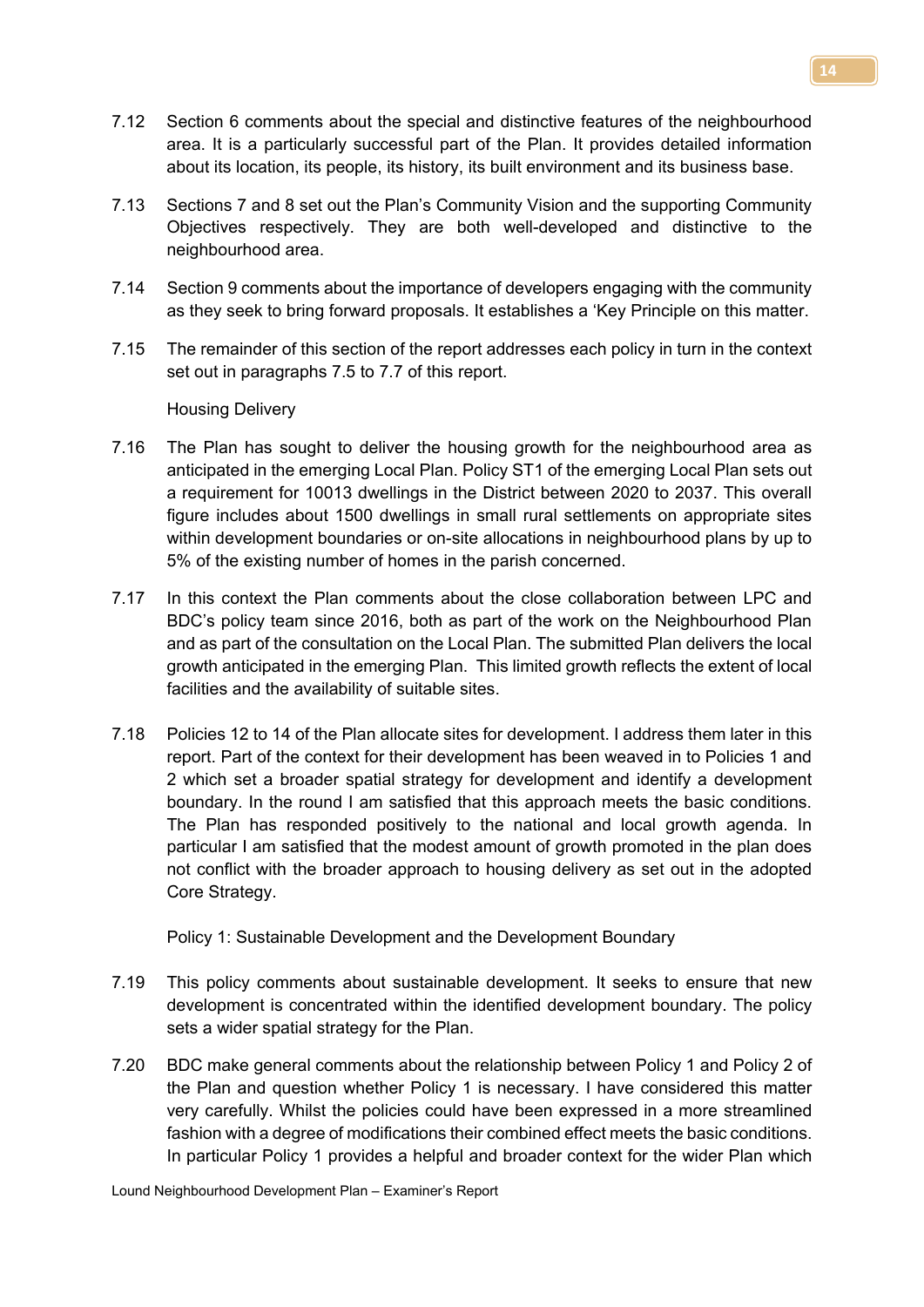7.12 Section 6 comments about the special and distinctive features of the neighbourhood area. It is a particularly successful part of the Plan. It provides detailed information about its location, its people, its history, its built environment and its business base.

7.13 Sections 7 and 8 set out the Plan's Community Vision and the supporting Community Objectives respectively. They are both well-developed and distinctive to the neighbourhood area.

7.14 Section 9 comments about the importance of developers engaging with the community as they seek to bring forward proposals. It establishes a 'Key Principle on this matter.

7.15 The remainder of this section of the report addresses each policy in turn in the context set out in paragraphs 7.5 to 7.7 of this report.

Housing Delivery

7.16 The Plan has sought to deliver the housing growth for the neighbourhood area as anticipated in the emerging Local Plan. Policy ST1 of the emerging Local Plan sets out a requirement for 10013 dwellings in the District between 2020 to 2037. This overall figure includes about 1500 dwellings in small rural settlements on appropriate sites within development boundaries or on-site allocations in neighbourhood plans by up to 5% of the existing number of homes in the parish concerned.

7.17 In this context the Plan comments about the close collaboration between LPC and BDC's policy team since 2016, both as part of the work on the Neighbourhood Plan and as part of the consultation on the Local Plan. The submitted Plan delivers the local growth anticipated in the emerging Plan. This limited growth reflects the extent of local facilities and the availability of suitable sites.

7.18 Policies 12 to 14 of the Plan allocate sites for development. I address them later in this report. Part of the context for their development has been weaved in to Policies 1 and 2 which set a broader spatial strategy for development and identify a development boundary. In the round I am satisfied that this approach meets the basic conditions. The Plan has responded positively to the national and local growth agenda. In particular I am satisfied that the modest amount of growth promoted in the plan does not conflict with the broader approach to housing delivery as set out in the adopted Core Strategy.

Policy 1: Sustainable Development and the Development Boundary

7.19 This policy comments about sustainable development. It seeks to ensure that new development is concentrated within the identified development boundary. The policy sets a wider spatial strategy for the Plan.

7.20 BDC make general comments about the relationship between Policy 1 and Policy 2 of the Plan and question whether Policy 1 is necessary. I have considered this matter very carefully. Whilst the policies could have been expressed in a more streamlined fashion with a degree of modifications their combined effect meets the basic conditions. In particular Policy 1 provides a helpful and broader context for the wider Plan which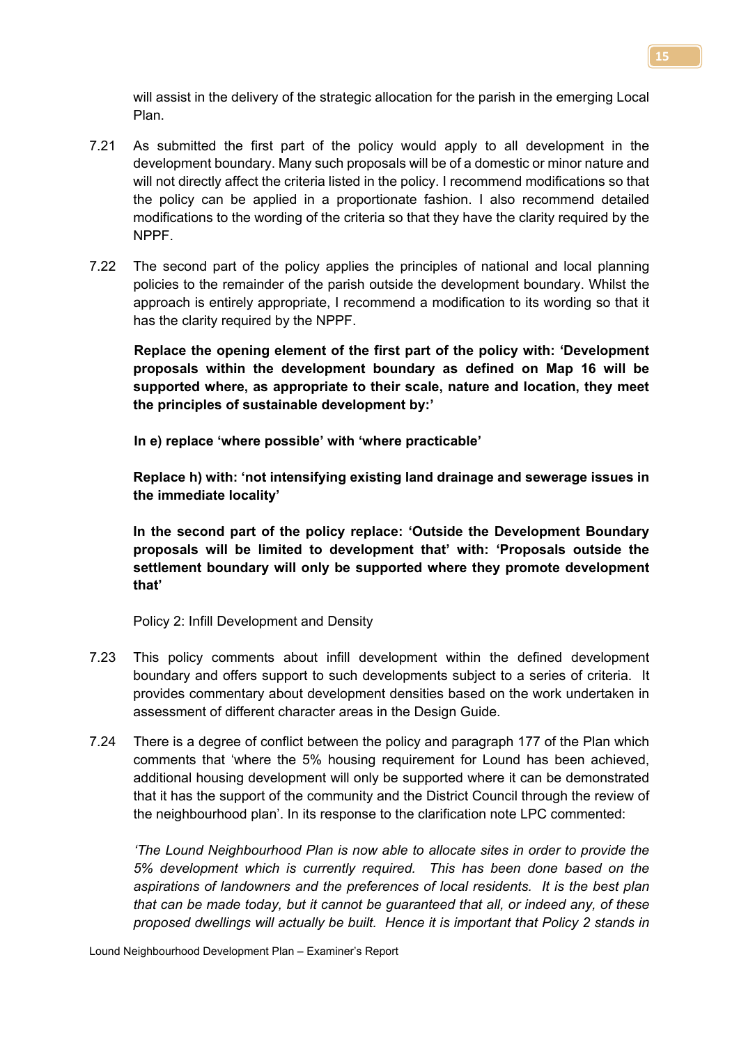will assist in the delivery of the strategic allocation for the parish in the emerging Local Plan.

7.21 As submitted the first part of the policy would apply to all development in the development boundary. Many such proposals will be of a domestic or minor nature and will not directly affect the criteria listed in the policy. I recommend modifications so that the policy can be applied in a proportionate fashion. I also recommend detailed modifications to the wording of the criteria so that they have the clarity required by the NPPF.

7.22 The second part of the policy applies the principles of national and local planning policies to the remainder of the parish outside the development boundary. Whilst the approach is entirely appropriate, I recommend a modification to its wording so that it has the clarity required by the NPPF.

**Replace the opening element of the first part of the policy with: 'Development proposals within the development boundary as defined on Map 16 will be supported where, as appropriate to their scale, nature and location, they meet the principles of sustainable development by:'**

**In e) replace 'where possible' with 'where practicable'**

**Replace h) with: 'not intensifying existing land drainage and sewerage issues in the immediate locality'**

**In the second part of the policy replace: 'Outside the Development Boundary proposals will be limited to development that' with: 'Proposals outside the settlement boundary will only be supported where they promote development that'**

Policy 2: Infill Development and Density

7.23 This policy comments about infill development within the defined development boundary and offers support to such developments subject to a series of criteria. It provides commentary about development densities based on the work undertaken in assessment of different character areas in the Design Guide.

7.24 There is a degree of conflict between the policy and paragraph 177 of the Plan which comments that 'where the 5% housing requirement for Lound has been achieved, additional housing development will only be supported where it can be demonstrated that it has the support of the community and the District Council through the review of the neighbourhood plan'. In its response to the clarification note LPC commented:

*'The Lound Neighbourhood Plan is now able to allocate sites in order to provide the 5% development which is currently required. This has been done based on the aspirations of landowners and the preferences of local residents. It is the best plan that can be made today, but it cannot be guaranteed that all, or indeed any, of these proposed dwellings will actually be built. Hence it is important that Policy 2 stands in*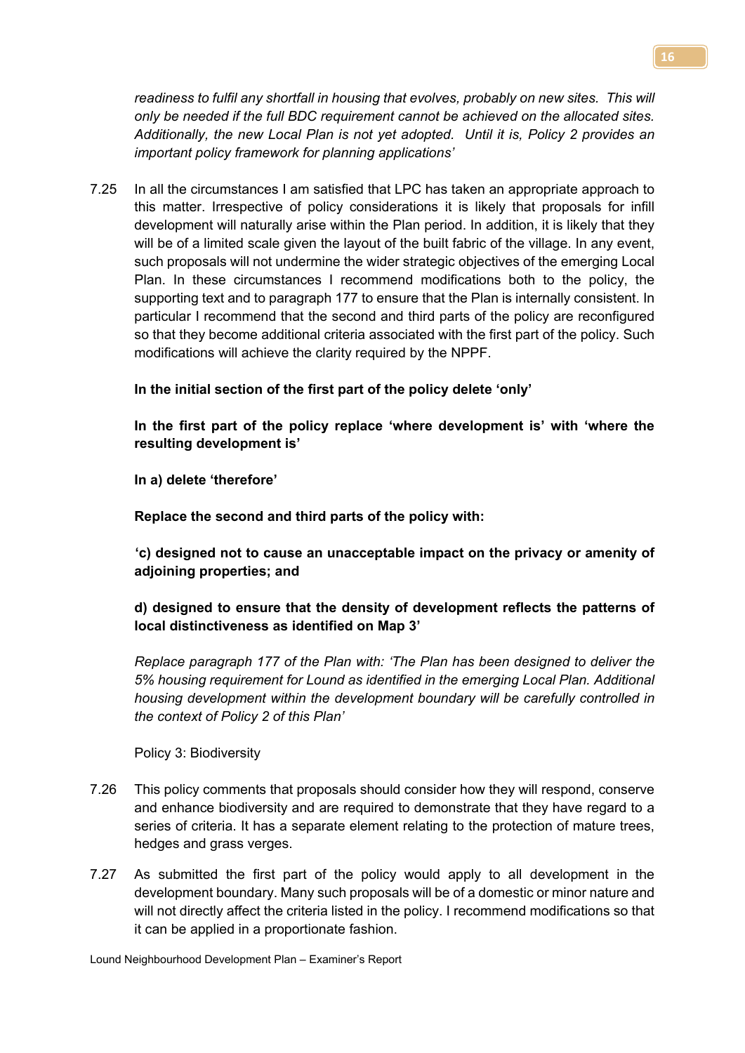*readiness to fulfil any shortfall in housing that evolves, probably on new sites. This will only be needed if the full BDC requirement cannot be achieved on the allocated sites. Additionally, the new Local Plan is not yet adopted. Until it is, Policy 2 provides an important policy framework for planning applications'*

7.25 In all the circumstances I am satisfied that LPC has taken an appropriate approach to this matter. Irrespective of policy considerations it is likely that proposals for infill development will naturally arise within the Plan period. In addition, it is likely that they will be of a limited scale given the layout of the built fabric of the village. In any event, such proposals will not undermine the wider strategic objectives of the emerging Local Plan. In these circumstances I recommend modifications both to the policy, the supporting text and to paragraph 177 to ensure that the Plan is internally consistent. In particular I recommend that the second and third parts of the policy are reconfigured so that they become additional criteria associated with the first part of the policy. Such modifications will achieve the clarity required by the NPPF.

**In the initial section of the first part of the policy delete 'only'**

**In the first part of the policy replace 'where development is' with 'where the resulting development is'**

**In a) delete 'therefore'**

**Replace the second and third parts of the policy with:**

**'c) designed not to cause an unacceptable impact on the privacy or amenity of adjoining properties; and**

**d) designed to ensure that the density of development reflects the patterns of local distinctiveness as identified on Map 3'**

*Replace paragraph 177 of the Plan with: 'The Plan has been designed to deliver the 5% housing requirement for Lound as identified in the emerging Local Plan. Additional housing development within the development boundary will be carefully controlled in the context of Policy 2 of this Plan'*

Policy 3: Biodiversity

7.26 This policy comments that proposals should consider how they will respond, conserve and enhance biodiversity and are required to demonstrate that they have regard to a series of criteria. It has a separate element relating to the protection of mature trees, hedges and grass verges.

7.27 As submitted the first part of the policy would apply to all development in the development boundary. Many such proposals will be of a domestic or minor nature and will not directly affect the criteria listed in the policy. I recommend modifications so that it can be applied in a proportionate fashion.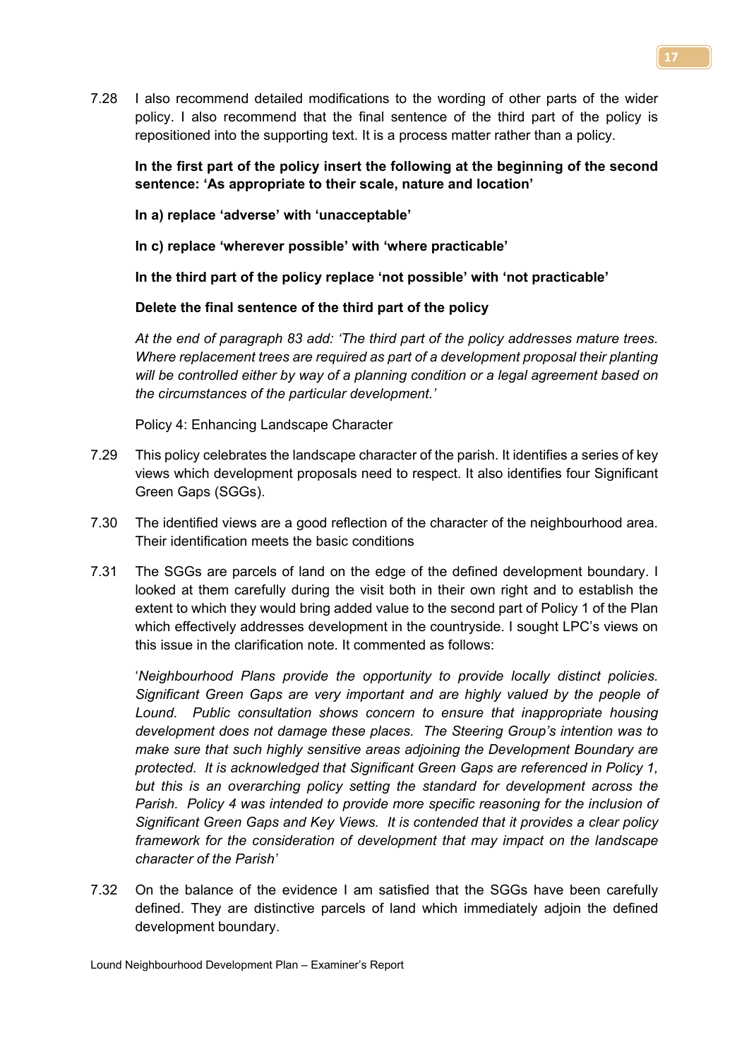7.28 I also recommend detailed modifications to the wording of other parts of the wider policy. I also recommend that the final sentence of the third part of the policy is repositioned into the supporting text. It is a process matter rather than a policy.

**In the first part of the policy insert the following at the beginning of the second sentence: 'As appropriate to their scale, nature and location'**

**In a) replace 'adverse' with 'unacceptable'**

**In c) replace 'wherever possible' with 'where practicable'**

**In the third part of the policy replace 'not possible' with 'not practicable'**

**Delete the final sentence of the third part of the policy**

*At the end of paragraph 83 add: 'The third part of the policy addresses mature trees. Where replacement trees are required as part of a development proposal their planting will be controlled either by way of a planning condition or a legal agreement based on the circumstances of the particular development.'*

Policy 4: Enhancing Landscape Character

7.29 This policy celebrates the landscape character of the parish. It identifies a series of key views which development proposals need to respect. It also identifies four Significant Green Gaps (SGGs).

7.30 The identified views are a good reflection of the character of the neighbourhood area. Their identification meets the basic conditions

7.31 The SGGs are parcels of land on the edge of the defined development boundary. I looked at them carefully during the visit both in their own right and to establish the extent to which they would bring added value to the second part of Policy 1 of the Plan which effectively addresses development in the countryside. I sought LPC's views on this issue in the clarification note. It commented as follows:

'*Neighbourhood Plans provide the opportunity to provide locally distinct policies. Significant Green Gaps are very important and are highly valued by the people of Lound. Public consultation shows concern to ensure that inappropriate housing development does not damage these places. The Steering Group's intention was to make sure that such highly sensitive areas adjoining the Development Boundary are protected. It is acknowledged that Significant Green Gaps are referenced in Policy 1, but this is an overarching policy setting the standard for development across the Parish. Policy 4 was intended to provide more specific reasoning for the inclusion of Significant Green Gaps and Key Views. It is contended that it provides a clear policy framework for the consideration of development that may impact on the landscape character of the Parish'*

7.32 On the balance of the evidence I am satisfied that the SGGs have been carefully defined. They are distinctive parcels of land which immediately adjoin the defined development boundary.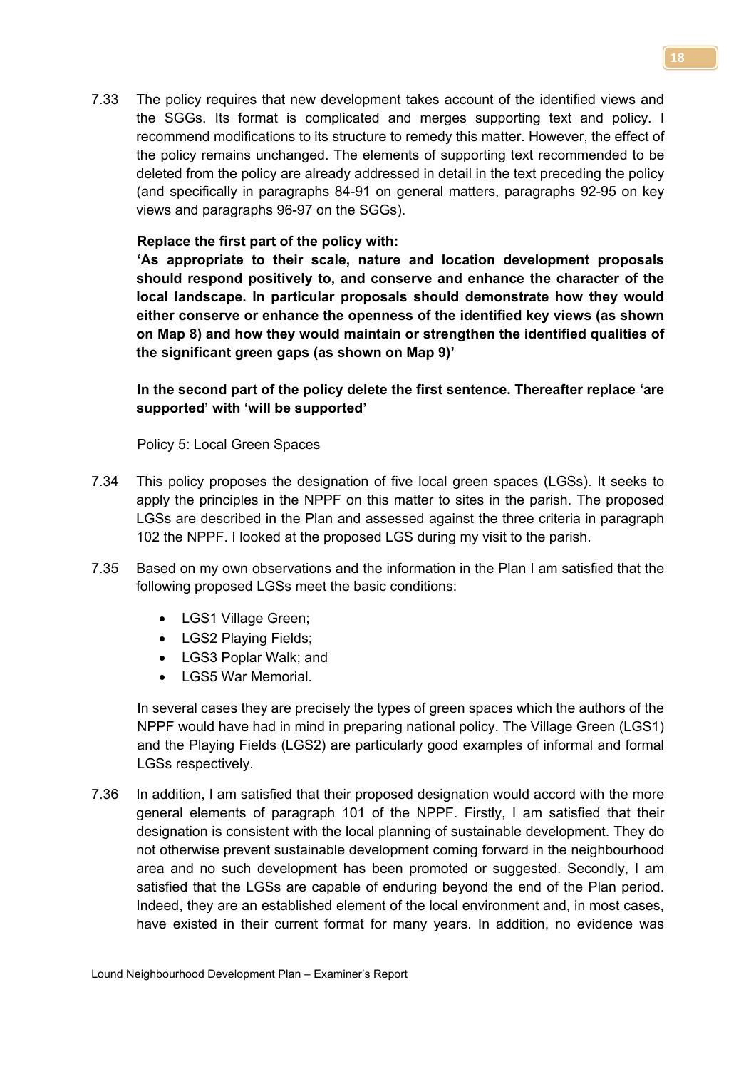7.33 The policy requires that new development takes account of the identified views and the SGGs. Its format is complicated and merges supporting text and policy. I recommend modifications to its structure to remedy this matter. However, the effect of the policy remains unchanged. The elements of supporting text recommended to be deleted from the policy are already addressed in detail in the text preceding the policy (and specifically in paragraphs 84-91 on general matters, paragraphs 92-95 on key views and paragraphs 96-97 on the SGGs).

**Replace the first part of the policy with:**
**'As appropriate to their scale, nature and location development proposals should respond positively to, and conserve and enhance the character of the local landscape. In particular proposals should demonstrate how they would either conserve or enhance the openness of the identified key views (as shown on Map 8) and how they would maintain or strengthen the identified qualities of the significant green gaps (as shown on Map 9)'**

**In the second part of the policy delete the first sentence. Thereafter replace 'are supported' with 'will be supported'**

Policy 5: Local Green Spaces

7.34 This policy proposes the designation of five local green spaces (LGSs). It seeks to apply the principles in the NPPF on this matter to sites in the parish. The proposed LGSs are described in the Plan and assessed against the three criteria in paragraph 102 the NPPF. I looked at the proposed LGS during my visit to the parish.

7.35 Based on my own observations and the information in the Plan I am satisfied that the following proposed LGSs meet the basic conditions:

- LGS1 Village Green;
- LGS2 Playing Fields;
- LGS3 Poplar Walk; and
- LGS5 War Memorial.

In several cases they are precisely the types of green spaces which the authors of the NPPF would have had in mind in preparing national policy. The Village Green (LGS1) and the Playing Fields (LGS2) are particularly good examples of informal and formal LGSs respectively.

7.36 In addition, I am satisfied that their proposed designation would accord with the more general elements of paragraph 101 of the NPPF. Firstly, I am satisfied that their designation is consistent with the local planning of sustainable development. They do not otherwise prevent sustainable development coming forward in the neighbourhood area and no such development has been promoted or suggested. Secondly, I am satisfied that the LGSs are capable of enduring beyond the end of the Plan period. Indeed, they are an established element of the local environment and, in most cases, have existed in their current format for many years. In addition, no evidence was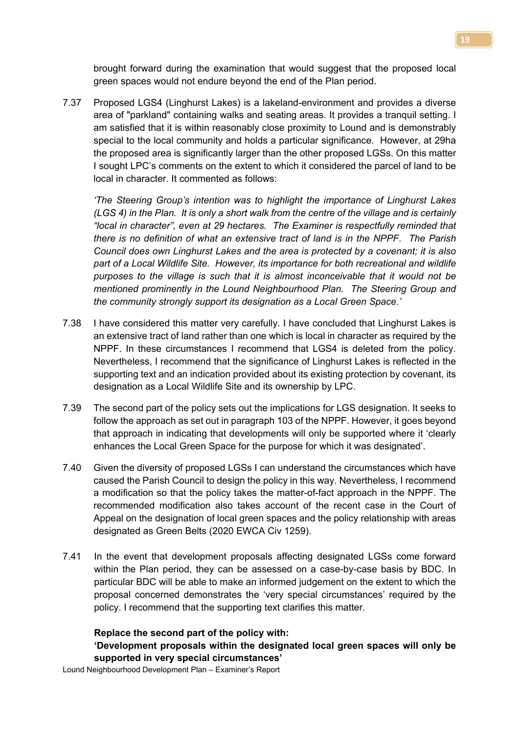brought forward during the examination that would suggest that the proposed local green spaces would not endure beyond the end of the Plan period.

7.37 Proposed LGS4 (Linghurst Lakes) is a lakeland-environment and provides a diverse area of "parkland" containing walks and seating areas. It provides a tranquil setting. I am satisfied that it is within reasonably close proximity to Lound and is demonstrably special to the local community and holds a particular significance. However, at 29ha the proposed area is significantly larger than the other proposed LGSs. On this matter I sought LPC's comments on the extent to which it considered the parcel of land to be local in character. It commented as follows:

*'The Steering Group's intention was to highlight the importance of Linghurst Lakes (LGS 4) in the Plan. It is only a short walk from the centre of the village and is certainly "local in character", even at 29 hectares. The Examiner is respectfully reminded that there is no definition of what an extensive tract of land is in the NPPF. The Parish Council does own Linghurst Lakes and the area is protected by a covenant; it is also part of a Local Wildlife Site. However, its importance for both recreational and wildlife purposes to the village is such that it is almost inconceivable that it would not be mentioned prominently in the Lound Neighbourhood Plan. The Steering Group and the community strongly support its designation as a Local Green Space.'*

7.38 I have considered this matter very carefully. I have concluded that Linghurst Lakes is an extensive tract of land rather than one which is local in character as required by the NPPF. In these circumstances I recommend that LGS4 is deleted from the policy. Nevertheless, I recommend that the significance of Linghurst Lakes is reflected in the supporting text and an indication provided about its existing protection by covenant, its designation as a Local Wildlife Site and its ownership by LPC.

7.39 The second part of the policy sets out the implications for LGS designation. It seeks to follow the approach as set out in paragraph 103 of the NPPF. However, it goes beyond that approach in indicating that developments will only be supported where it 'clearly enhances the Local Green Space for the purpose for which it was designated'.

7.40 Given the diversity of proposed LGSs I can understand the circumstances which have caused the Parish Council to design the policy in this way. Nevertheless, I recommend a modification so that the policy takes the matter-of-fact approach in the NPPF. The recommended modification also takes account of the recent case in the Court of Appeal on the designation of local green spaces and the policy relationship with areas designated as Green Belts (2020 EWCA Civ 1259).

7.41 In the event that development proposals affecting designated LGSs come forward within the Plan period, they can be assessed on a case-by-case basis by BDC. In particular BDC will be able to make an informed judgement on the extent to which the proposal concerned demonstrates the 'very special circumstances' required by the policy. I recommend that the supporting text clarifies this matter.

**Replace the second part of the policy with:**
**'Development proposals within the designated local green spaces will only be supported in very special circumstances'**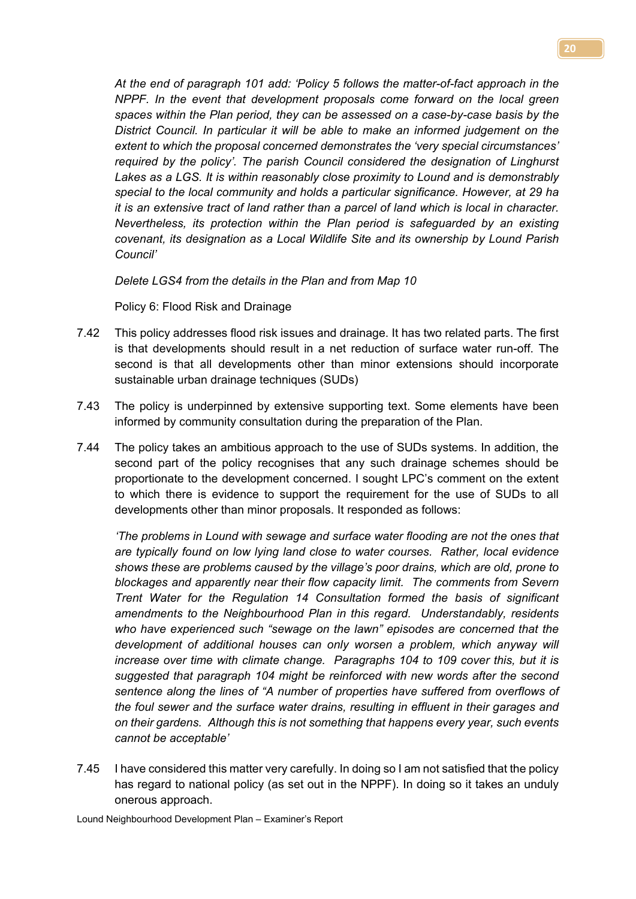*At the end of paragraph 101 add: 'Policy 5 follows the matter-of-fact approach in the NPPF. In the event that development proposals come forward on the local green spaces within the Plan period, they can be assessed on a case-by-case basis by the District Council. In particular it will be able to make an informed judgement on the extent to which the proposal concerned demonstrates the 'very special circumstances' required by the policy'. The parish Council considered the designation of Linghurst Lakes as a LGS. It is within reasonably close proximity to Lound and is demonstrably special to the local community and holds a particular significance. However, at 29 ha it is an extensive tract of land rather than a parcel of land which is local in character. Nevertheless, its protection within the Plan period is safeguarded by an existing covenant, its designation as a Local Wildlife Site and its ownership by Lound Parish Council'*

*Delete LGS4 from the details in the Plan and from Map 10*

Policy 6: Flood Risk and Drainage

7.42 This policy addresses flood risk issues and drainage. It has two related parts. The first is that developments should result in a net reduction of surface water run-off. The second is that all developments other than minor extensions should incorporate sustainable urban drainage techniques (SUDs)

7.43 The policy is underpinned by extensive supporting text. Some elements have been informed by community consultation during the preparation of the Plan.

7.44 The policy takes an ambitious approach to the use of SUDs systems. In addition, the second part of the policy recognises that any such drainage schemes should be proportionate to the development concerned. I sought LPC's comment on the extent to which there is evidence to support the requirement for the use of SUDs to all developments other than minor proposals. It responded as follows:

*'The problems in Lound with sewage and surface water flooding are not the ones that are typically found on low lying land close to water courses. Rather, local evidence shows these are problems caused by the village's poor drains, which are old, prone to blockages and apparently near their flow capacity limit. The comments from Severn Trent Water for the Regulation 14 Consultation formed the basis of significant amendments to the Neighbourhood Plan in this regard. Understandably, residents who have experienced such "sewage on the lawn" episodes are concerned that the development of additional houses can only worsen a problem, which anyway will increase over time with climate change. Paragraphs 104 to 109 cover this, but it is suggested that paragraph 104 might be reinforced with new words after the second sentence along the lines of "A number of properties have suffered from overflows of the foul sewer and the surface water drains, resulting in effluent in their garages and on their gardens. Although this is not something that happens every year, such events cannot be acceptable'*

7.45 I have considered this matter very carefully. In doing so I am not satisfied that the policy has regard to national policy (as set out in the NPPF). In doing so it takes an unduly onerous approach.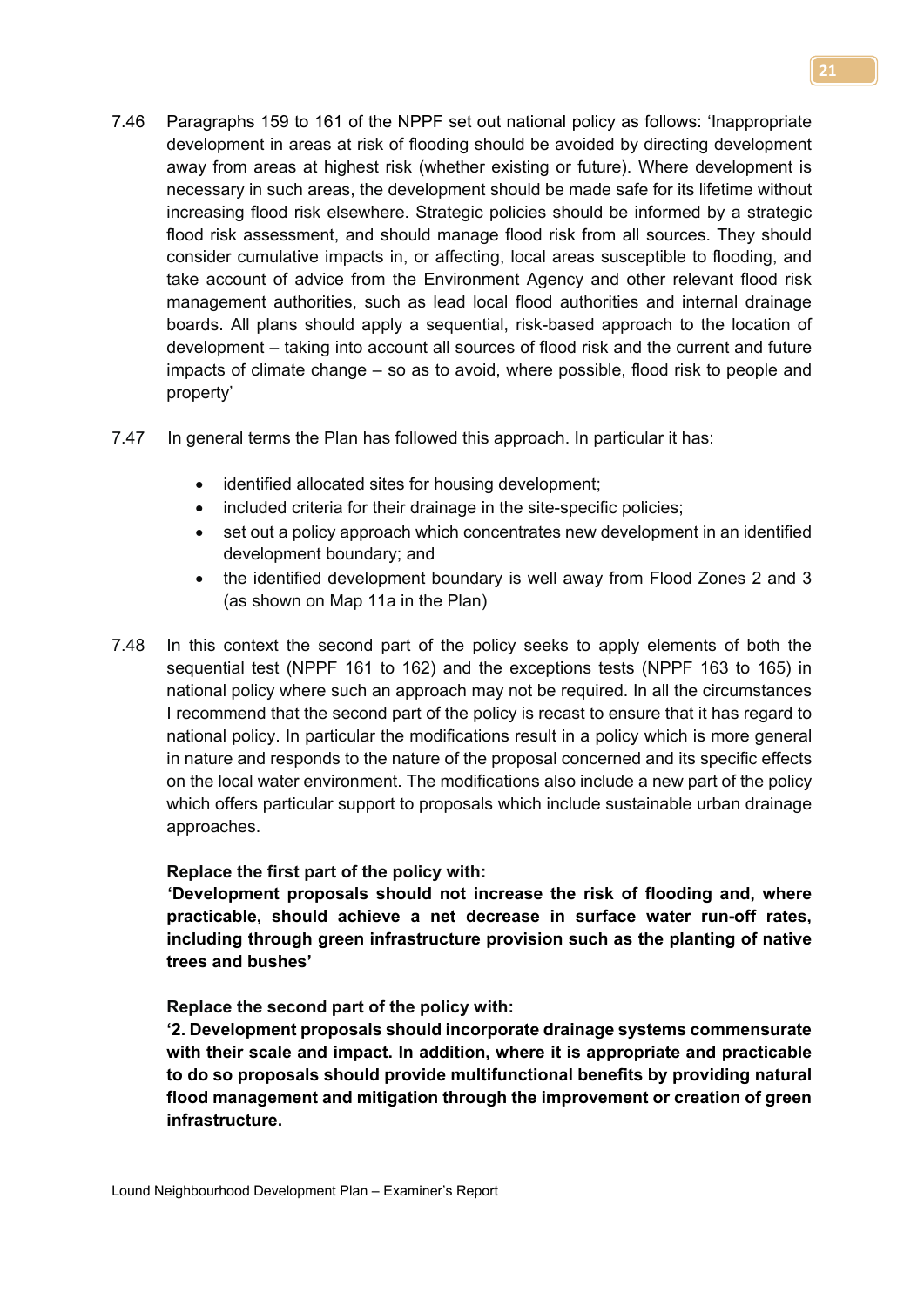7.46 Paragraphs 159 to 161 of the NPPF set out national policy as follows: 'Inappropriate development in areas at risk of flooding should be avoided by directing development away from areas at highest risk (whether existing or future). Where development is necessary in such areas, the development should be made safe for its lifetime without increasing flood risk elsewhere. Strategic policies should be informed by a strategic flood risk assessment, and should manage flood risk from all sources. They should consider cumulative impacts in, or affecting, local areas susceptible to flooding, and take account of advice from the Environment Agency and other relevant flood risk management authorities, such as lead local flood authorities and internal drainage boards. All plans should apply a sequential, risk-based approach to the location of development – taking into account all sources of flood risk and the current and future impacts of climate change – so as to avoid, where possible, flood risk to people and property'

7.47 In general terms the Plan has followed this approach. In particular it has:

- identified allocated sites for housing development;
- included criteria for their drainage in the site-specific policies;
- set out a policy approach which concentrates new development in an identified development boundary; and
- the identified development boundary is well away from Flood Zones 2 and 3 (as shown on Map 11a in the Plan)

7.48 In this context the second part of the policy seeks to apply elements of both the sequential test (NPPF 161 to 162) and the exceptions tests (NPPF 163 to 165) in national policy where such an approach may not be required. In all the circumstances I recommend that the second part of the policy is recast to ensure that it has regard to national policy. In particular the modifications result in a policy which is more general in nature and responds to the nature of the proposal concerned and its specific effects on the local water environment. The modifications also include a new part of the policy which offers particular support to proposals which include sustainable urban drainage approaches.

**Replace the first part of the policy with:**
**'Development proposals should not increase the risk of flooding and, where practicable, should achieve a net decrease in surface water run-off rates, including through green infrastructure provision such as the planting of native trees and bushes'**

**Replace the second part of the policy with:**
**'2. Development proposals should incorporate drainage systems commensurate with their scale and impact. In addition, where it is appropriate and practicable to do so proposals should provide multifunctional benefits by providing natural flood management and mitigation through the improvement or creation of green infrastructure.**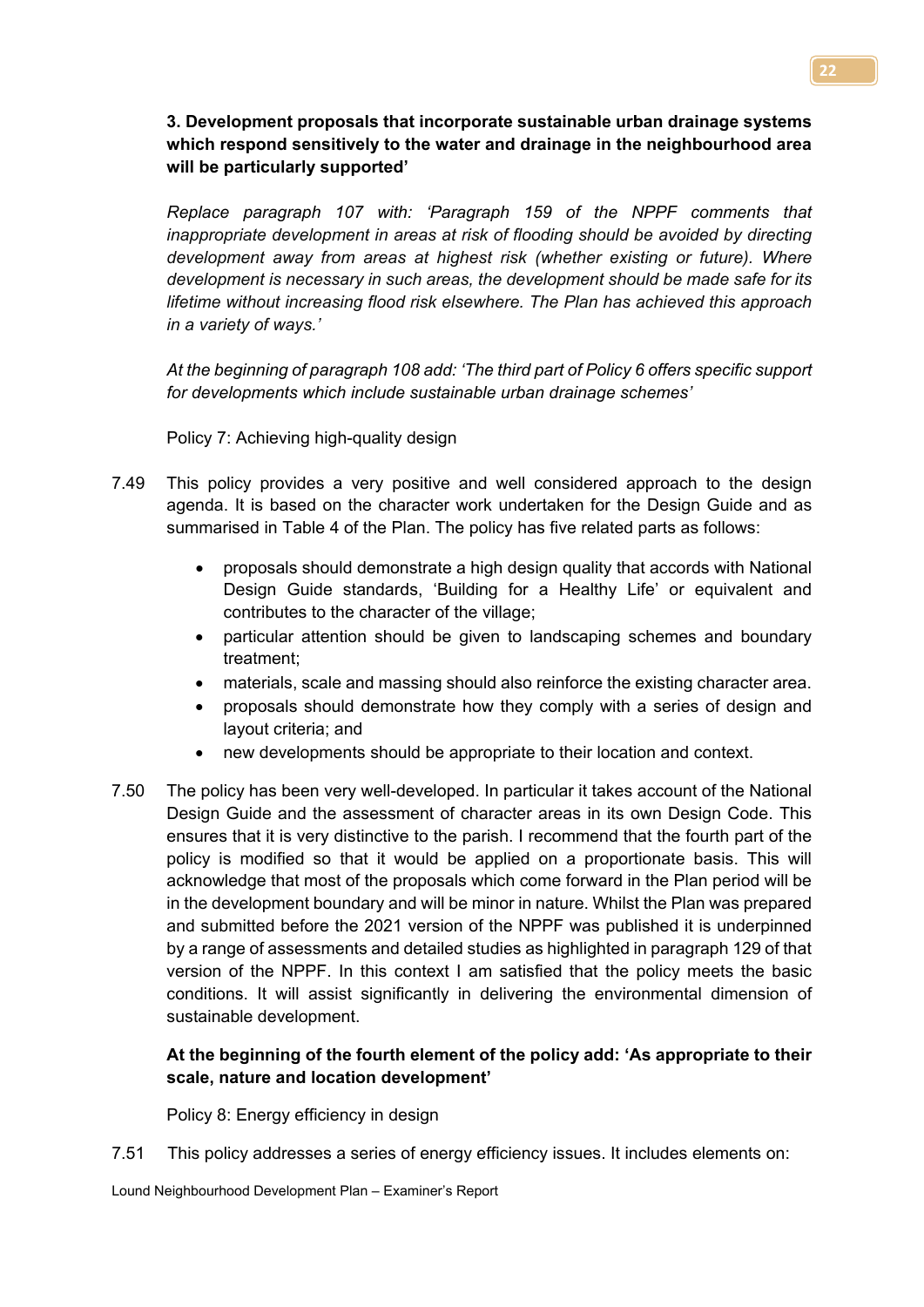**3. Development proposals that incorporate sustainable urban drainage systems which respond sensitively to the water and drainage in the neighbourhood area will be particularly supported'**

*Replace paragraph 107 with: 'Paragraph 159 of the NPPF comments that inappropriate development in areas at risk of flooding should be avoided by directing development away from areas at highest risk (whether existing or future). Where development is necessary in such areas, the development should be made safe for its lifetime without increasing flood risk elsewhere. The Plan has achieved this approach in a variety of ways.'*

*At the beginning of paragraph 108 add: 'The third part of Policy 6 offers specific support for developments which include sustainable urban drainage schemes'*

Policy 7: Achieving high-quality design

7.49 This policy provides a very positive and well considered approach to the design agenda. It is based on the character work undertaken for the Design Guide and as summarised in Table 4 of the Plan. The policy has five related parts as follows:

- proposals should demonstrate a high design quality that accords with National Design Guide standards, 'Building for a Healthy Life' or equivalent and contributes to the character of the village;
- particular attention should be given to landscaping schemes and boundary treatment;
- materials, scale and massing should also reinforce the existing character area.
- proposals should demonstrate how they comply with a series of design and layout criteria; and
- new developments should be appropriate to their location and context.

7.50 The policy has been very well-developed. In particular it takes account of the National Design Guide and the assessment of character areas in its own Design Code. This ensures that it is very distinctive to the parish. I recommend that the fourth part of the policy is modified so that it would be applied on a proportionate basis. This will acknowledge that most of the proposals which come forward in the Plan period will be in the development boundary and will be minor in nature. Whilst the Plan was prepared and submitted before the 2021 version of the NPPF was published it is underpinned by a range of assessments and detailed studies as highlighted in paragraph 129 of that version of the NPPF. In this context I am satisfied that the policy meets the basic conditions. It will assist significantly in delivering the environmental dimension of sustainable development.

**At the beginning of the fourth element of the policy add: 'As appropriate to their scale, nature and location development'**

Policy 8: Energy efficiency in design

7.51 This policy addresses a series of energy efficiency issues. It includes elements on: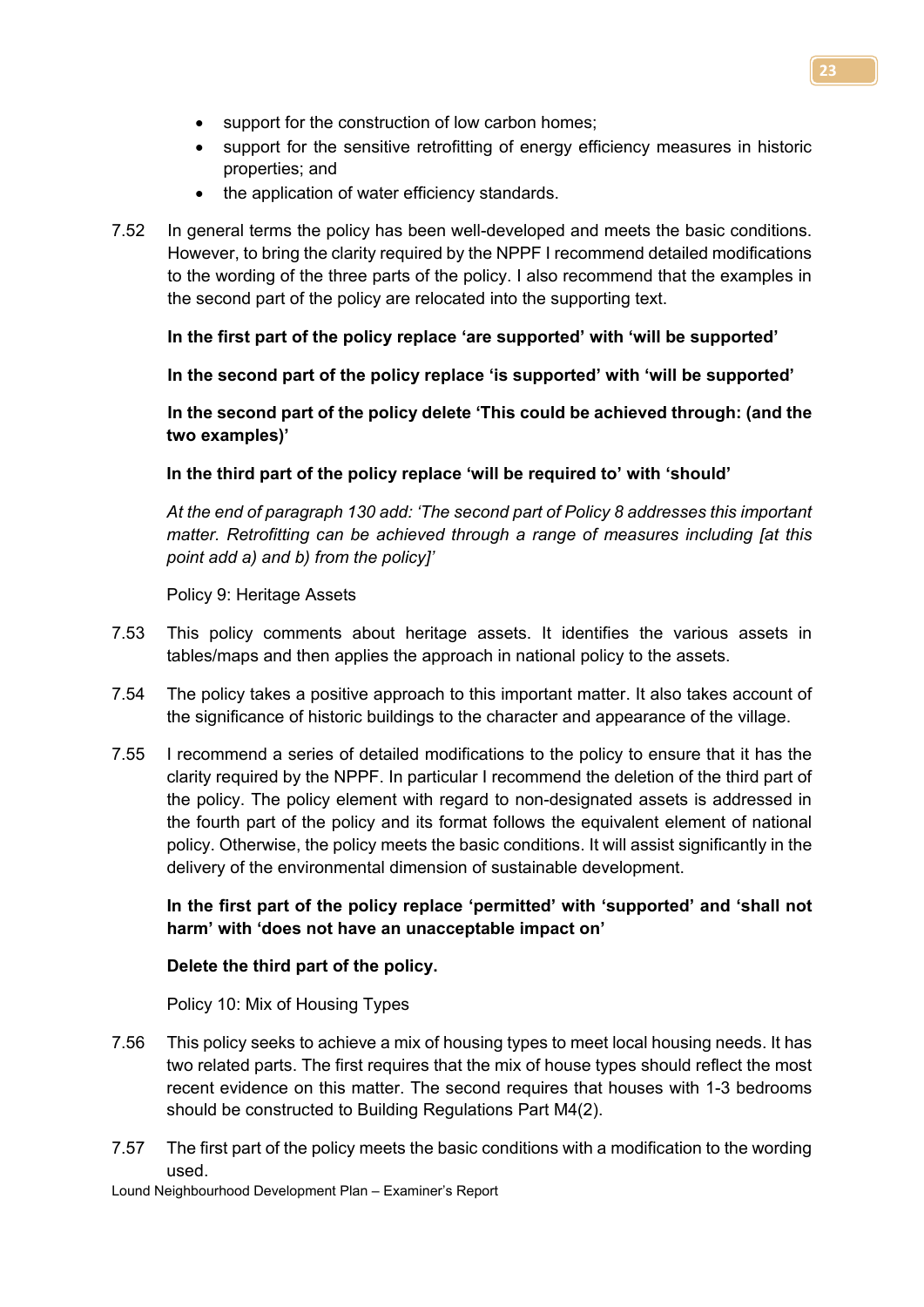- support for the construction of low carbon homes;
- support for the sensitive retrofitting of energy efficiency measures in historic properties; and
- the application of water efficiency standards.

7.52 In general terms the policy has been well-developed and meets the basic conditions. However, to bring the clarity required by the NPPF I recommend detailed modifications to the wording of the three parts of the policy. I also recommend that the examples in the second part of the policy are relocated into the supporting text.

**In the first part of the policy replace 'are supported' with 'will be supported'**

**In the second part of the policy replace 'is supported' with 'will be supported'**

**In the second part of the policy delete 'This could be achieved through: (and the two examples)'**

**In the third part of the policy replace 'will be required to' with 'should'**

*At the end of paragraph 130 add: 'The second part of Policy 8 addresses this important matter. Retrofitting can be achieved through a range of measures including [at this point add a) and b) from the policy]'*

Policy 9: Heritage Assets

7.53 This policy comments about heritage assets. It identifies the various assets in tables/maps and then applies the approach in national policy to the assets.

7.54 The policy takes a positive approach to this important matter. It also takes account of the significance of historic buildings to the character and appearance of the village.

7.55 I recommend a series of detailed modifications to the policy to ensure that it has the clarity required by the NPPF. In particular I recommend the deletion of the third part of the policy. The policy element with regard to non-designated assets is addressed in the fourth part of the policy and its format follows the equivalent element of national policy. Otherwise, the policy meets the basic conditions. It will assist significantly in the delivery of the environmental dimension of sustainable development.

**In the first part of the policy replace 'permitted' with 'supported' and 'shall not harm' with 'does not have an unacceptable impact on'**

**Delete the third part of the policy.**

Policy 10: Mix of Housing Types

7.56 This policy seeks to achieve a mix of housing types to meet local housing needs. It has two related parts. The first requires that the mix of house types should reflect the most recent evidence on this matter. The second requires that houses with 1-3 bedrooms should be constructed to Building Regulations Part M4(2).

7.57 The first part of the policy meets the basic conditions with a modification to the wording used.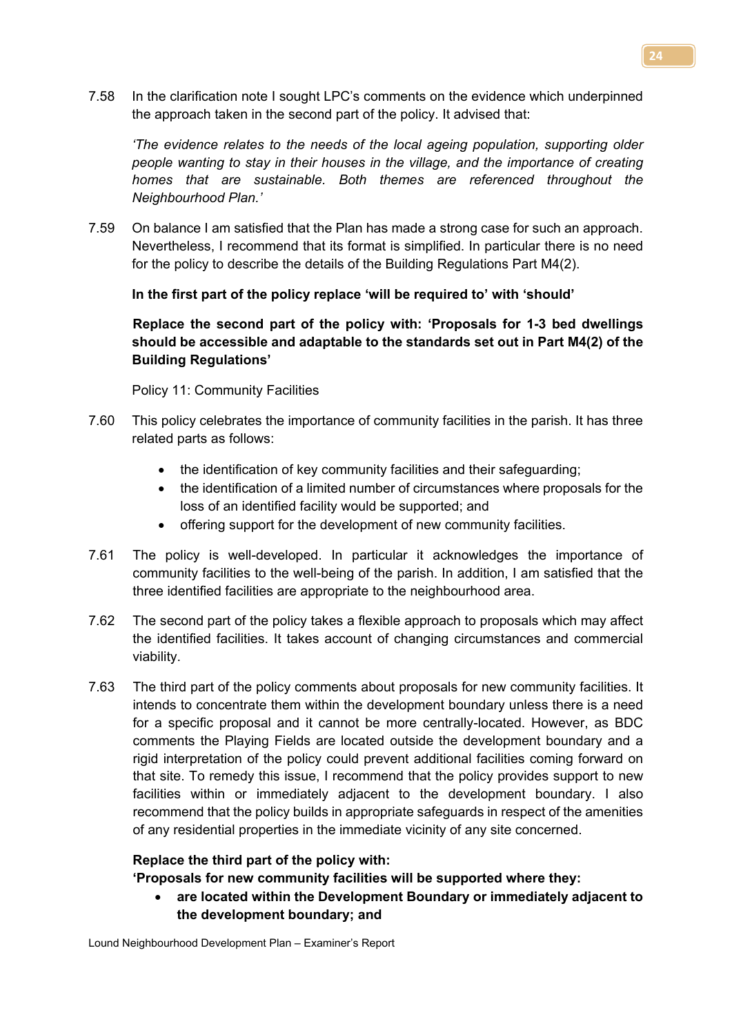7.58 In the clarification note I sought LPC's comments on the evidence which underpinned the approach taken in the second part of the policy. It advised that:

*'The evidence relates to the needs of the local ageing population, supporting older people wanting to stay in their houses in the village, and the importance of creating homes that are sustainable. Both themes are referenced throughout the Neighbourhood Plan.'*

7.59 On balance I am satisfied that the Plan has made a strong case for such an approach. Nevertheless, I recommend that its format is simplified. In particular there is no need for the policy to describe the details of the Building Regulations Part M4(2).

**In the first part of the policy replace 'will be required to' with 'should'**

**Replace the second part of the policy with: 'Proposals for 1-3 bed dwellings should be accessible and adaptable to the standards set out in Part M4(2) of the Building Regulations'**

Policy 11: Community Facilities

7.60 This policy celebrates the importance of community facilities in the parish. It has three related parts as follows:

- the identification of key community facilities and their safeguarding;
- the identification of a limited number of circumstances where proposals for the loss of an identified facility would be supported; and
- offering support for the development of new community facilities.

7.61 The policy is well-developed. In particular it acknowledges the importance of community facilities to the well-being of the parish. In addition, I am satisfied that the three identified facilities are appropriate to the neighbourhood area.

7.62 The second part of the policy takes a flexible approach to proposals which may affect the identified facilities. It takes account of changing circumstances and commercial viability.

7.63 The third part of the policy comments about proposals for new community facilities. It intends to concentrate them within the development boundary unless there is a need for a specific proposal and it cannot be more centrally-located. However, as BDC comments the Playing Fields are located outside the development boundary and a rigid interpretation of the policy could prevent additional facilities coming forward on that site. To remedy this issue, I recommend that the policy provides support to new facilities within or immediately adjacent to the development boundary. I also recommend that the policy builds in appropriate safeguards in respect of the amenities of any residential properties in the immediate vicinity of any site concerned.

**Replace the third part of the policy with:**
**'Proposals for new community facilities will be supported where they:**

- **are located within the Development Boundary or immediately adjacent to the development boundary; and**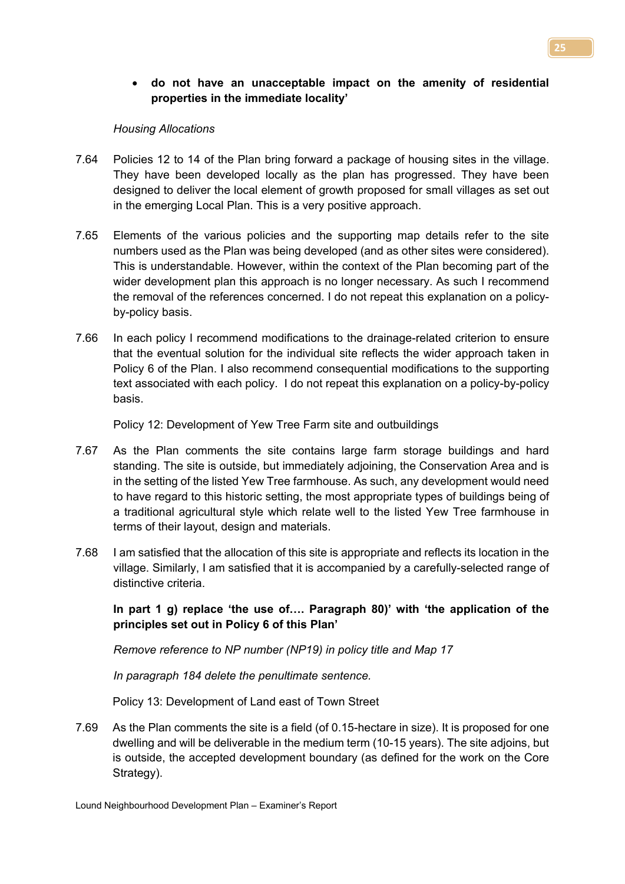- **do not have an unacceptable impact on the amenity of residential properties in the immediate locality'**

*Housing Allocations*

7.64 Policies 12 to 14 of the Plan bring forward a package of housing sites in the village. They have been developed locally as the plan has progressed. They have been designed to deliver the local element of growth proposed for small villages as set out in the emerging Local Plan. This is a very positive approach.

7.65 Elements of the various policies and the supporting map details refer to the site numbers used as the Plan was being developed (and as other sites were considered). This is understandable. However, within the context of the Plan becoming part of the wider development plan this approach is no longer necessary. As such I recommend the removal of the references concerned. I do not repeat this explanation on a policy-by-policy basis.

7.66 In each policy I recommend modifications to the drainage-related criterion to ensure that the eventual solution for the individual site reflects the wider approach taken in Policy 6 of the Plan. I also recommend consequential modifications to the supporting text associated with each policy. I do not repeat this explanation on a policy-by-policy basis.

Policy 12: Development of Yew Tree Farm site and outbuildings

7.67 As the Plan comments the site contains large farm storage buildings and hard standing. The site is outside, but immediately adjoining, the Conservation Area and is in the setting of the listed Yew Tree farmhouse. As such, any development would need to have regard to this historic setting, the most appropriate types of buildings being of a traditional agricultural style which relate well to the listed Yew Tree farmhouse in terms of their layout, design and materials.

7.68 I am satisfied that the allocation of this site is appropriate and reflects its location in the village. Similarly, I am satisfied that it is accompanied by a carefully-selected range of distinctive criteria.

**In part 1 g) replace 'the use of…. Paragraph 80)' with 'the application of the principles set out in Policy 6 of this Plan'**

*Remove reference to NP number (NP19) in policy title and Map 17*

*In paragraph 184 delete the penultimate sentence.*

Policy 13: Development of Land east of Town Street

7.69 As the Plan comments the site is a field (of 0.15-hectare in size). It is proposed for one dwelling and will be deliverable in the medium term (10-15 years). The site adjoins, but is outside, the accepted development boundary (as defined for the work on the Core Strategy).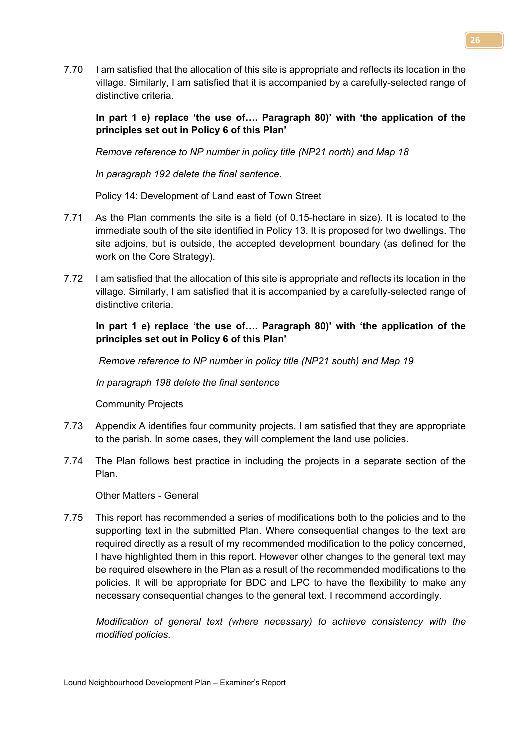7.70 I am satisfied that the allocation of this site is appropriate and reflects its location in the village. Similarly, I am satisfied that it is accompanied by a carefully-selected range of distinctive criteria.

**In part 1 e) replace 'the use of…. Paragraph 80)' with 'the application of the principles set out in Policy 6 of this Plan'**

*Remove reference to NP number in policy title (NP21 north) and Map 18*

*In paragraph 192 delete the final sentence.*

Policy 14: Development of Land east of Town Street

7.71 As the Plan comments the site is a field (of 0.15-hectare in size). It is located to the immediate south of the site identified in Policy 13. It is proposed for two dwellings. The site adjoins, but is outside, the accepted development boundary (as defined for the work on the Core Strategy).

7.72 I am satisfied that the allocation of this site is appropriate and reflects its location in the village. Similarly, I am satisfied that it is accompanied by a carefully-selected range of distinctive criteria.

**In part 1 e) replace 'the use of…. Paragraph 80)' with 'the application of the principles set out in Policy 6 of this Plan'**

*Remove reference to NP number in policy title (NP21 south) and Map 19*

*In paragraph 198 delete the final sentence*

Community Projects

7.73 Appendix A identifies four community projects. I am satisfied that they are appropriate to the parish. In some cases, they will complement the land use policies.

7.74 The Plan follows best practice in including the projects in a separate section of the Plan.

Other Matters - General

7.75 This report has recommended a series of modifications both to the policies and to the supporting text in the submitted Plan. Where consequential changes to the text are required directly as a result of my recommended modification to the policy concerned, I have highlighted them in this report. However other changes to the general text may be required elsewhere in the Plan as a result of the recommended modifications to the policies. It will be appropriate for BDC and LPC to have the flexibility to make any necessary consequential changes to the general text. I recommend accordingly.

*Modification of general text (where necessary) to achieve consistency with the modified policies.*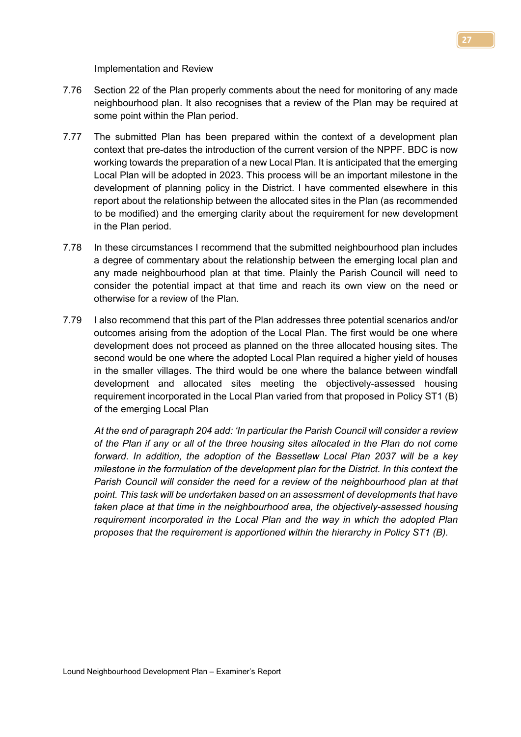### Implementation and Review

7.76 Section 22 of the Plan properly comments about the need for monitoring of any made neighbourhood plan. It also recognises that a review of the Plan may be required at some point within the Plan period.

7.77 The submitted Plan has been prepared within the context of a development plan context that pre-dates the introduction of the current version of the NPPF. BDC is now working towards the preparation of a new Local Plan. It is anticipated that the emerging Local Plan will be adopted in 2023. This process will be an important milestone in the development of planning policy in the District. I have commented elsewhere in this report about the relationship between the allocated sites in the Plan (as recommended to be modified) and the emerging clarity about the requirement for new development in the Plan period.

7.78 In these circumstances I recommend that the submitted neighbourhood plan includes a degree of commentary about the relationship between the emerging local plan and any made neighbourhood plan at that time. Plainly the Parish Council will need to consider the potential impact at that time and reach its own view on the need or otherwise for a review of the Plan.

7.79 I also recommend that this part of the Plan addresses three potential scenarios and/or outcomes arising from the adoption of the Local Plan. The first would be one where development does not proceed as planned on the three allocated housing sites. The second would be one where the adopted Local Plan required a higher yield of houses in the smaller villages. The third would be one where the balance between windfall development and allocated sites meeting the objectively-assessed housing requirement incorporated in the Local Plan varied from that proposed in Policy ST1 (B) of the emerging Local Plan

*At the end of paragraph 204 add: 'In particular the Parish Council will consider a review of the Plan if any or all of the three housing sites allocated in the Plan do not come forward. In addition, the adoption of the Bassetlaw Local Plan 2037 will be a key milestone in the formulation of the development plan for the District. In this context the Parish Council will consider the need for a review of the neighbourhood plan at that point. This task will be undertaken based on an assessment of developments that have taken place at that time in the neighbourhood area, the objectively-assessed housing requirement incorporated in the Local Plan and the way in which the adopted Plan proposes that the requirement is apportioned within the hierarchy in Policy ST1 (B).*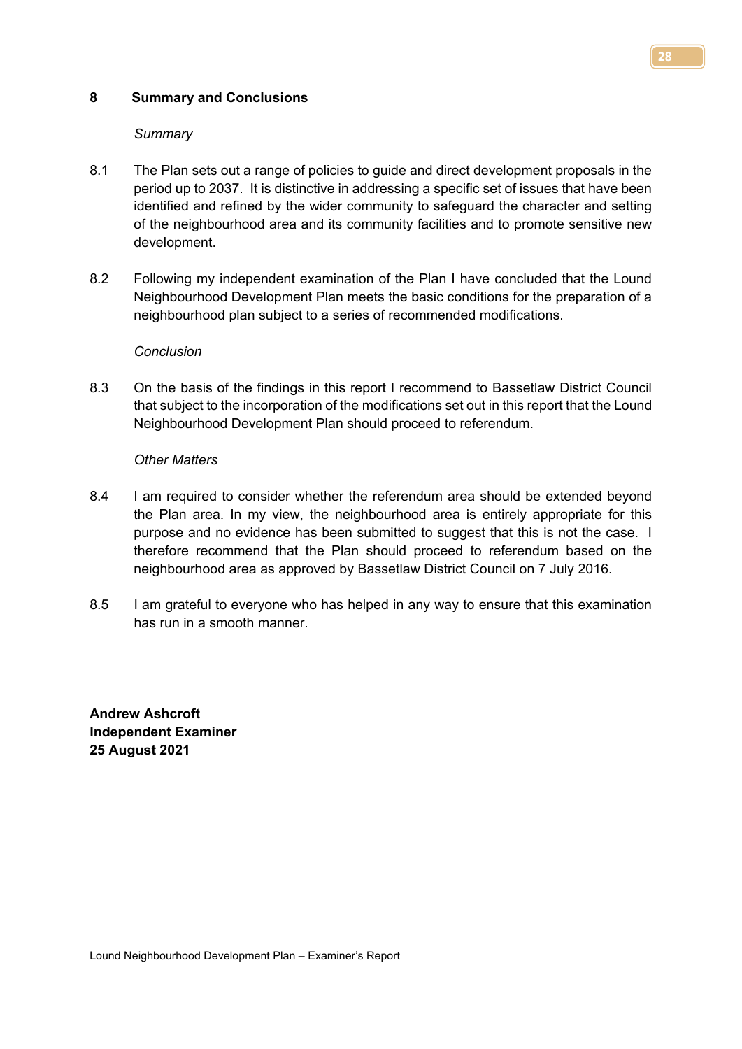## 8 Summary and Conclusions

*Summary*

8.1 The Plan sets out a range of policies to guide and direct development proposals in the period up to 2037. It is distinctive in addressing a specific set of issues that have been identified and refined by the wider community to safeguard the character and setting of the neighbourhood area and its community facilities and to promote sensitive new development.

8.2 Following my independent examination of the Plan I have concluded that the Lound Neighbourhood Development Plan meets the basic conditions for the preparation of a neighbourhood plan subject to a series of recommended modifications.

*Conclusion*

8.3 On the basis of the findings in this report I recommend to Bassetlaw District Council that subject to the incorporation of the modifications set out in this report that the Lound Neighbourhood Development Plan should proceed to referendum.

*Other Matters*

8.4 I am required to consider whether the referendum area should be extended beyond the Plan area. In my view, the neighbourhood area is entirely appropriate for this purpose and no evidence has been submitted to suggest that this is not the case. I therefore recommend that the Plan should proceed to referendum based on the neighbourhood area as approved by Bassetlaw District Council on 7 July 2016.

8.5 I am grateful to everyone who has helped in any way to ensure that this examination has run in a smooth manner.

**Andrew Ashcroft**
**Independent Examiner**
**25 August 2021**